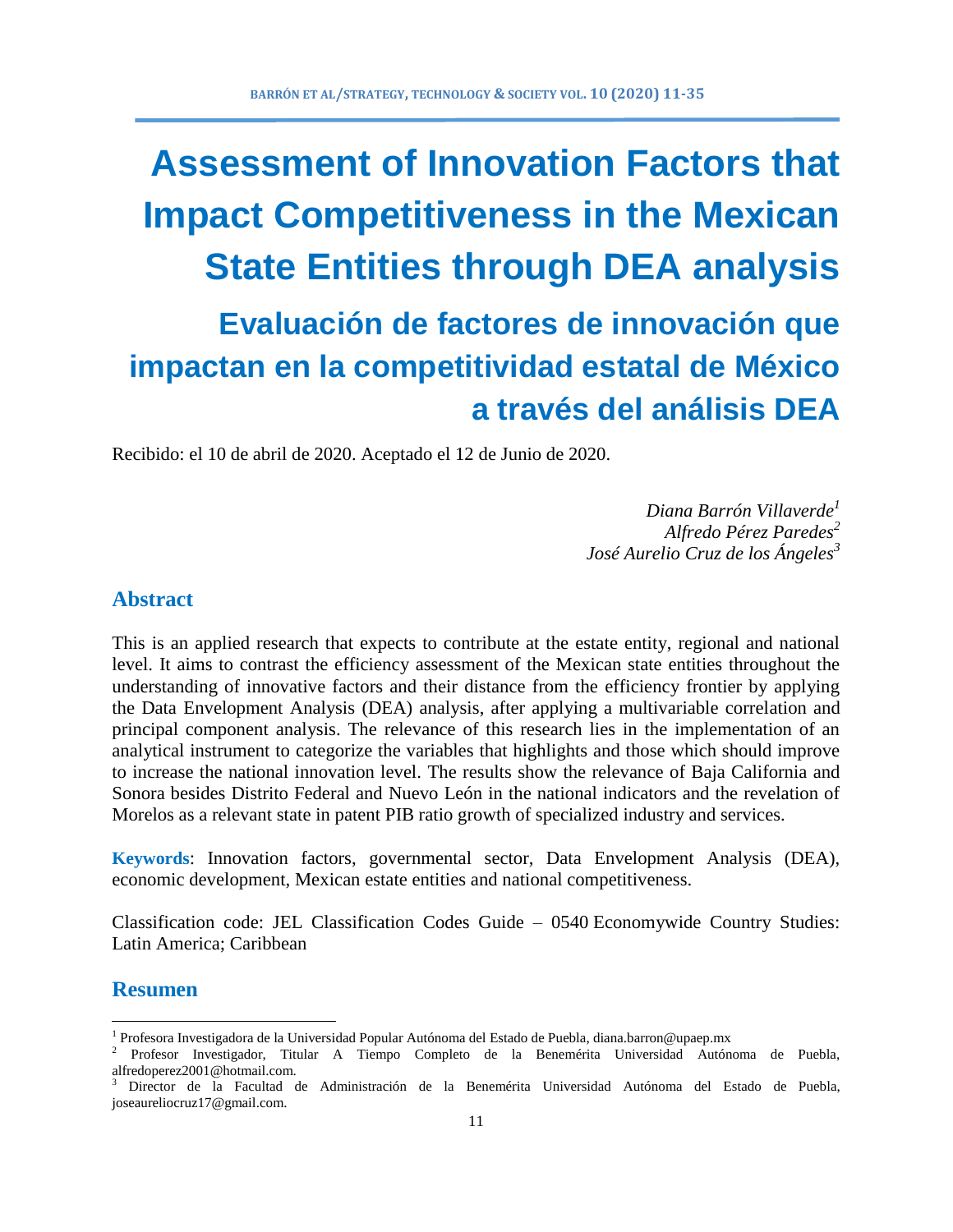# Assessment of Innovation Factors that Impact Competitiveness in the Mexican State Entities through DEA analysis

## Evaluación de factores de innovación que impactan en la competitividad estatal de México a través del análisis DEA

Recibido: el 10 de abril de 2020. Aceptado el 12 de Junio de 2020.

*Diana Barrón Villaverde*[1]
*Alfredo Pérez Paredes*[2]
*José Aurelio Cruz de los Ángeles*[3]

## Abstract

This is an applied research that expects to contribute at the estate entity, regional and national level. It aims to contrast the efficiency assessment of the Mexican state entities throughout the understanding of innovative factors and their distance from the efficiency frontier by applying the Data Envelopment Analysis (DEA) analysis, after applying a multivariable correlation and principal component analysis. The relevance of this research lies in the implementation of an analytical instrument to categorize the variables that highlights and those which should improve to increase the national innovation level. The results show the relevance of Baja California and Sonora besides Distrito Federal and Nuevo León in the national indicators and the revelation of Morelos as a relevant state in patent PIB ratio growth of specialized industry and services.

**Keywords**: Innovation factors, governmental sector, Data Envelopment Analysis (DEA), economic development, Mexican estate entities and national competitiveness.

Classification code: JEL Classification Codes Guide – 0540 Economywide Country Studies: Latin America; Caribbean

## Resumen

[1] Profesora Investigadora de la Universidad Popular Autónoma del Estado de Puebla, diana.barron@upaep.mx

[2] Profesor Investigador, Titular A Tiempo Completo de la Benemérita Universidad Autónoma de Puebla, alfredoperez2001@hotmail.com.

[3] Director de la Facultad de Administración de la Benemérita Universidad Autónoma del Estado de Puebla, joseaureliocruz17@gmail.com.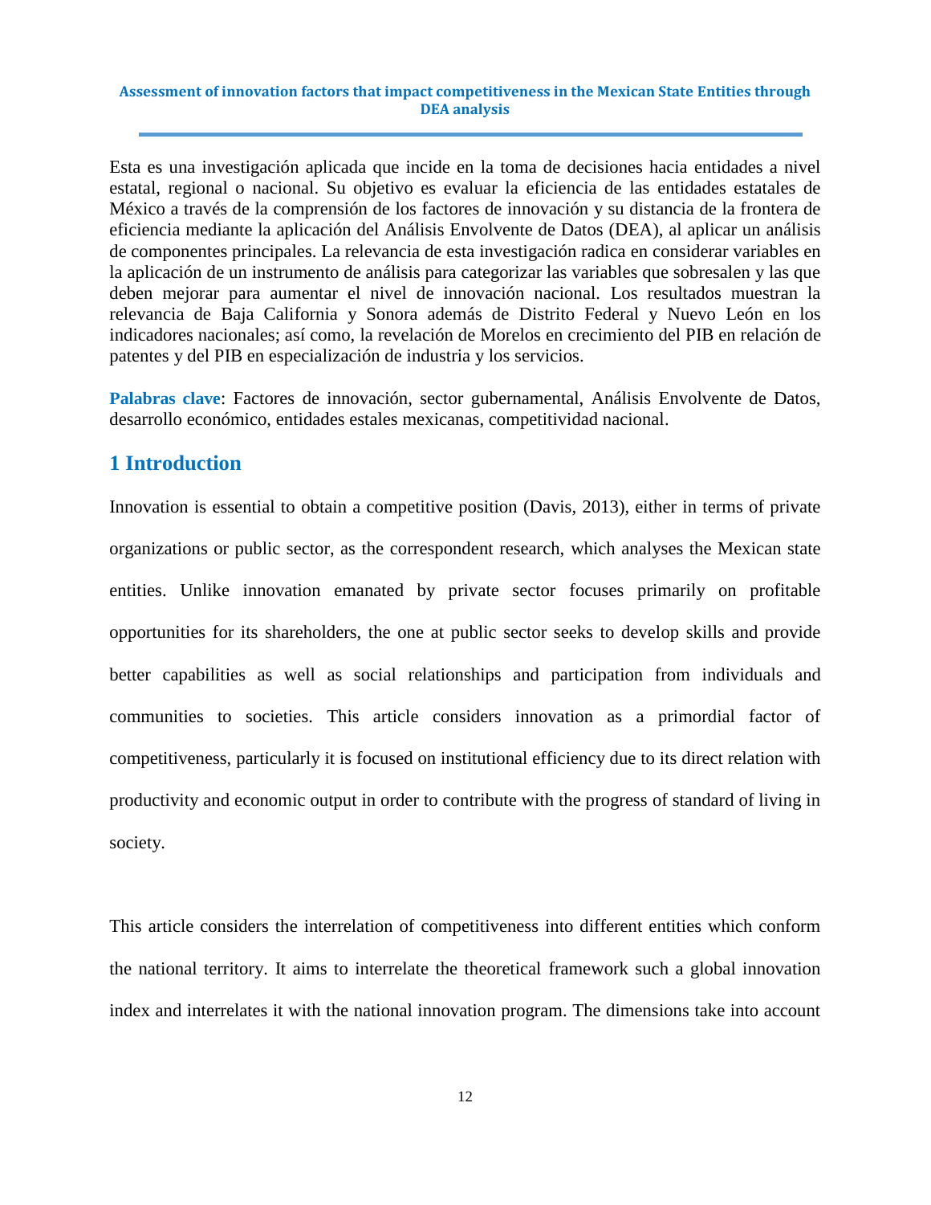**Assessment of innovation factors that impact competitiveness in the Mexican State Entities through DEA analysis**

Esta es una investigación aplicada que incide en la toma de decisiones hacia entidades a nivel estatal, regional o nacional. Su objetivo es evaluar la eficiencia de las entidades estatales de México a través de la comprensión de los factores de innovación y su distancia de la frontera de eficiencia mediante la aplicación del Análisis Envolvente de Datos (DEA), al aplicar un análisis de componentes principales. La relevancia de esta investigación radica en considerar variables en la aplicación de un instrumento de análisis para categorizar las variables que sobresalen y las que deben mejorar para aumentar el nivel de innovación nacional. Los resultados muestran la relevancia de Baja California y Sonora además de Distrito Federal y Nuevo León en los indicadores nacionales; así como, la revelación de Morelos en crecimiento del PIB en relación de patentes y del PIB en especialización de industria y los servicios.

**Palabras clave**: Factores de innovación, sector gubernamental, Análisis Envolvente de Datos, desarrollo económico, entidades estales mexicanas, competitividad nacional.

## 1 Introduction

Innovation is essential to obtain a competitive position (Davis, 2013), either in terms of private organizations or public sector, as the correspondent research, which analyses the Mexican state entities. Unlike innovation emanated by private sector focuses primarily on profitable opportunities for its shareholders, the one at public sector seeks to develop skills and provide better capabilities as well as social relationships and participation from individuals and communities to societies. This article considers innovation as a primordial factor of competitiveness, particularly it is focused on institutional efficiency due to its direct relation with productivity and economic output in order to contribute with the progress of standard of living in society.

This article considers the interrelation of competitiveness into different entities which conform the national territory. It aims to interrelate the theoretical framework such a global innovation index and interrelates it with the national innovation program. The dimensions take into account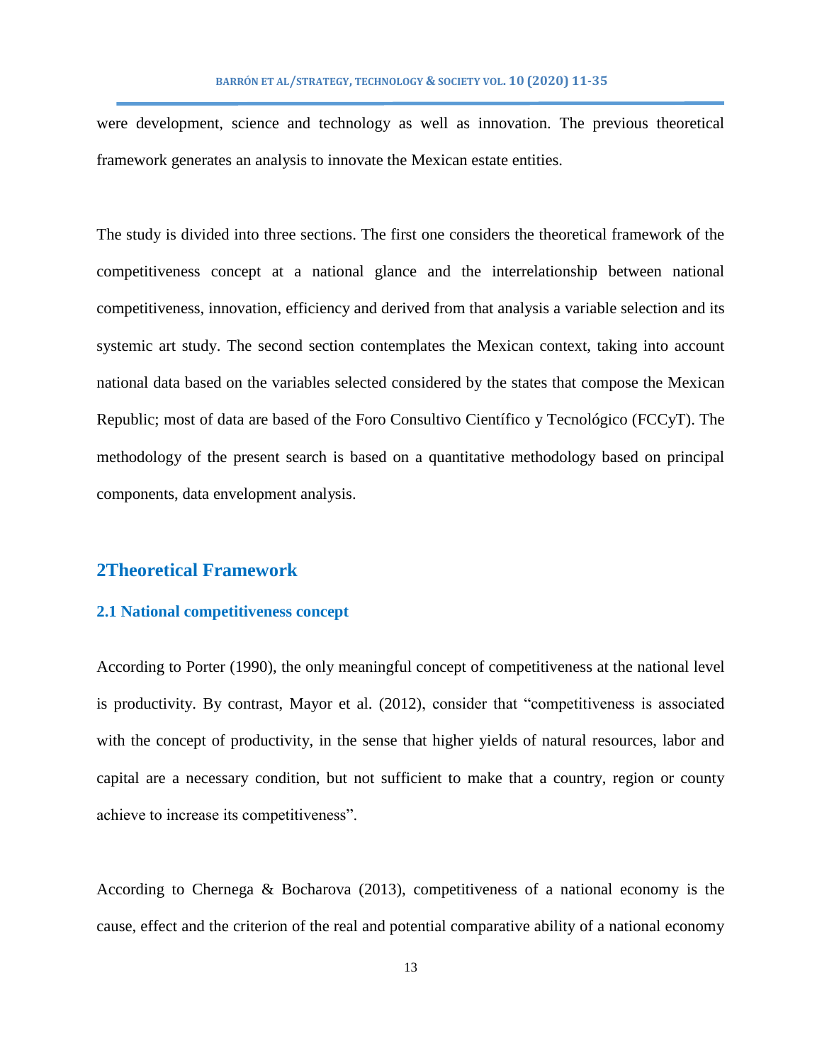were development, science and technology as well as innovation. The previous theoretical framework generates an analysis to innovate the Mexican estate entities.

The study is divided into three sections. The first one considers the theoretical framework of the competitiveness concept at a national glance and the interrelationship between national competitiveness, innovation, efficiency and derived from that analysis a variable selection and its systemic art study. The second section contemplates the Mexican context, taking into account national data based on the variables selected considered by the states that compose the Mexican Republic; most of data are based of the Foro Consultivo Científico y Tecnológico (FCCyT). The methodology of the present search is based on a quantitative methodology based on principal components, data envelopment analysis.

## 2Theoretical Framework

### 2.1 National competitiveness concept

According to Porter (1990), the only meaningful concept of competitiveness at the national level is productivity. By contrast, Mayor et al. (2012), consider that "competitiveness is associated with the concept of productivity, in the sense that higher yields of natural resources, labor and capital are a necessary condition, but not sufficient to make that a country, region or county achieve to increase its competitiveness".

According to Chernega & Bocharova (2013), competitiveness of a national economy is the cause, effect and the criterion of the real and potential comparative ability of a national economy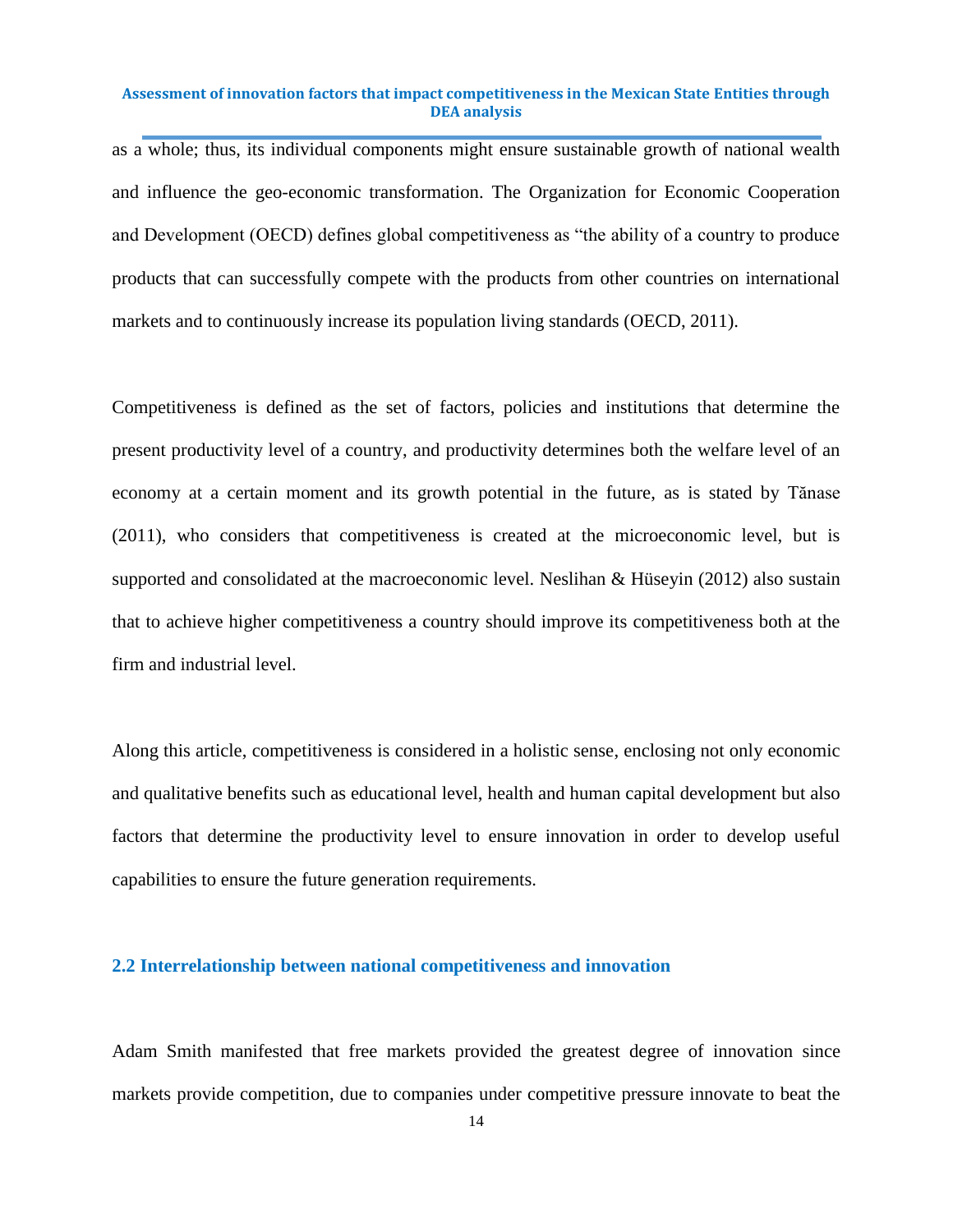as a whole; thus, its individual components might ensure sustainable growth of national wealth and influence the geo-economic transformation. The Organization for Economic Cooperation and Development (OECD) defines global competitiveness as "the ability of a country to produce products that can successfully compete with the products from other countries on international markets and to continuously increase its population living standards (OECD, 2011).

Competitiveness is defined as the set of factors, policies and institutions that determine the present productivity level of a country, and productivity determines both the welfare level of an economy at a certain moment and its growth potential in the future, as is stated by Tănase (2011), who considers that competitiveness is created at the microeconomic level, but is supported and consolidated at the macroeconomic level. Neslihan & Hüseyin (2012) also sustain that to achieve higher competitiveness a country should improve its competitiveness both at the firm and industrial level.

Along this article, competitiveness is considered in a holistic sense, enclosing not only economic and qualitative benefits such as educational level, health and human capital development but also factors that determine the productivity level to ensure innovation in order to develop useful capabilities to ensure the future generation requirements.

## 2.2 Interrelationship between national competitiveness and innovation

Adam Smith manifested that free markets provided the greatest degree of innovation since markets provide competition, due to companies under competitive pressure innovate to beat the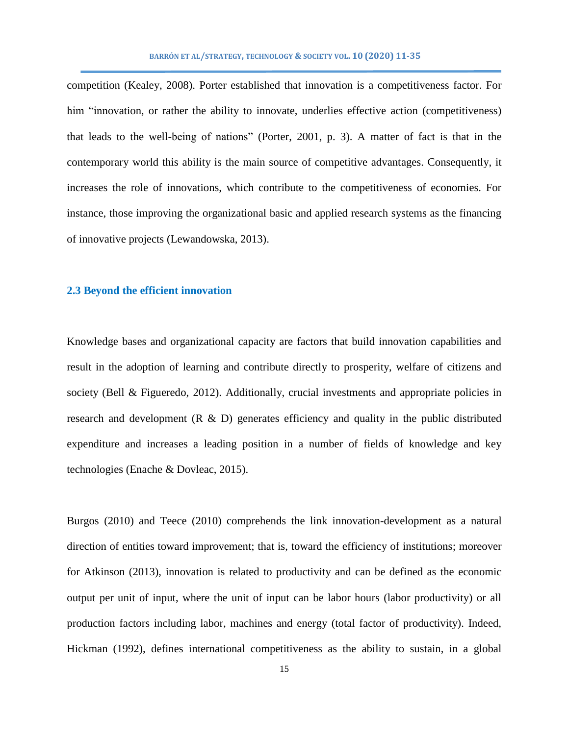competition (Kealey, 2008). Porter established that innovation is a competitiveness factor. For him "innovation, or rather the ability to innovate, underlies effective action (competitiveness) that leads to the well-being of nations" (Porter, 2001, p. 3). A matter of fact is that in the contemporary world this ability is the main source of competitive advantages. Consequently, it increases the role of innovations, which contribute to the competitiveness of economies. For instance, those improving the organizational basic and applied research systems as the financing of innovative projects (Lewandowska, 2013).

### 2.3 Beyond the efficient innovation

Knowledge bases and organizational capacity are factors that build innovation capabilities and result in the adoption of learning and contribute directly to prosperity, welfare of citizens and society (Bell & Figueredo, 2012). Additionally, crucial investments and appropriate policies in research and development (R & D) generates efficiency and quality in the public distributed expenditure and increases a leading position in a number of fields of knowledge and key technologies (Enache & Dovleac, 2015).

Burgos (2010) and Teece (2010) comprehends the link innovation-development as a natural direction of entities toward improvement; that is, toward the efficiency of institutions; moreover for Atkinson (2013), innovation is related to productivity and can be defined as the economic output per unit of input, where the unit of input can be labor hours (labor productivity) or all production factors including labor, machines and energy (total factor of productivity). Indeed, Hickman (1992), defines international competitiveness as the ability to sustain, in a global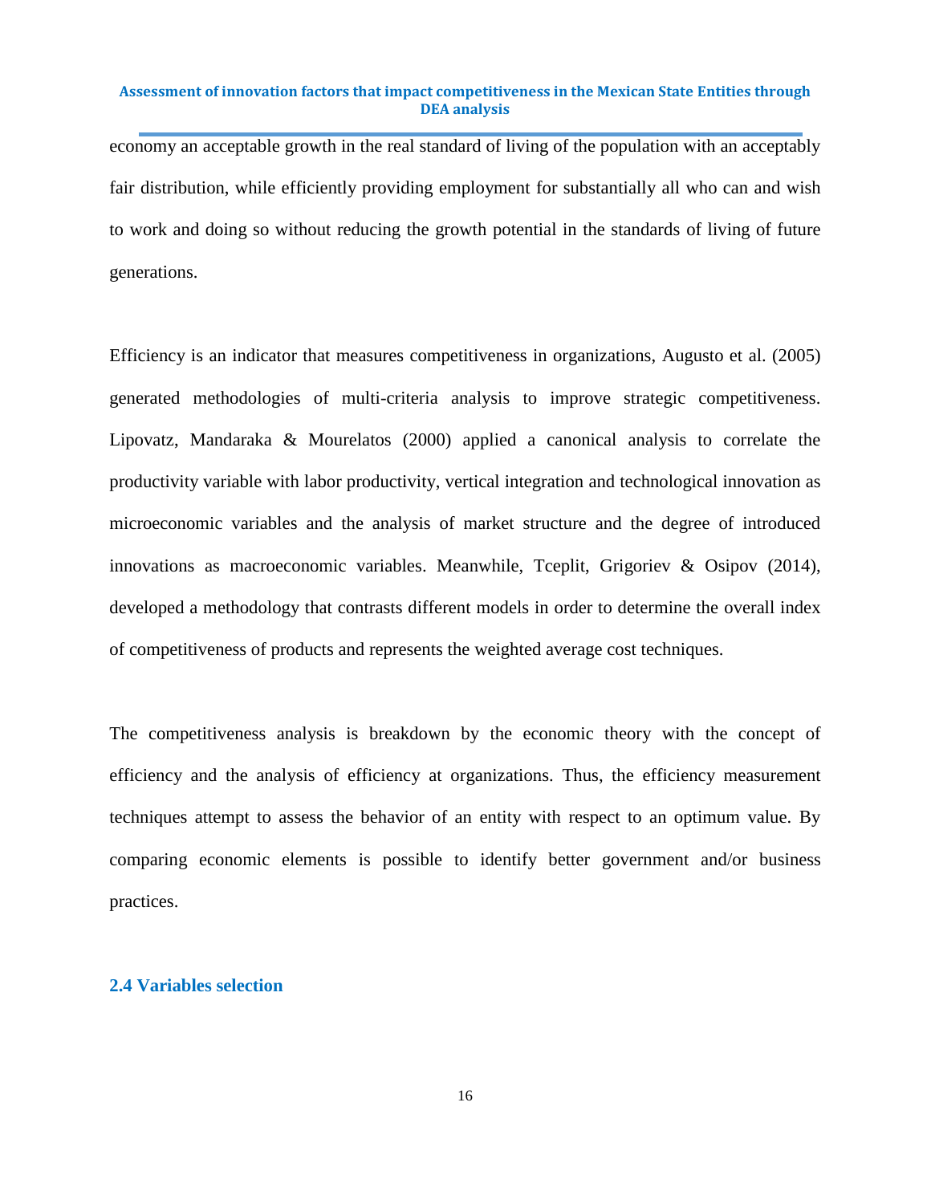economy an acceptable growth in the real standard of living of the population with an acceptably fair distribution, while efficiently providing employment for substantially all who can and wish to work and doing so without reducing the growth potential in the standards of living of future generations.

Efficiency is an indicator that measures competitiveness in organizations, Augusto et al. (2005) generated methodologies of multi-criteria analysis to improve strategic competitiveness. Lipovatz, Mandaraka & Mourelatos (2000) applied a canonical analysis to correlate the productivity variable with labor productivity, vertical integration and technological innovation as microeconomic variables and the analysis of market structure and the degree of introduced innovations as macroeconomic variables. Meanwhile, Tceplit, Grigoriev & Osipov (2014), developed a methodology that contrasts different models in order to determine the overall index of competitiveness of products and represents the weighted average cost techniques.

The competitiveness analysis is breakdown by the economic theory with the concept of efficiency and the analysis of efficiency at organizations. Thus, the efficiency measurement techniques attempt to assess the behavior of an entity with respect to an optimum value. By comparing economic elements is possible to identify better government and/or business practices.

### 2.4 Variables selection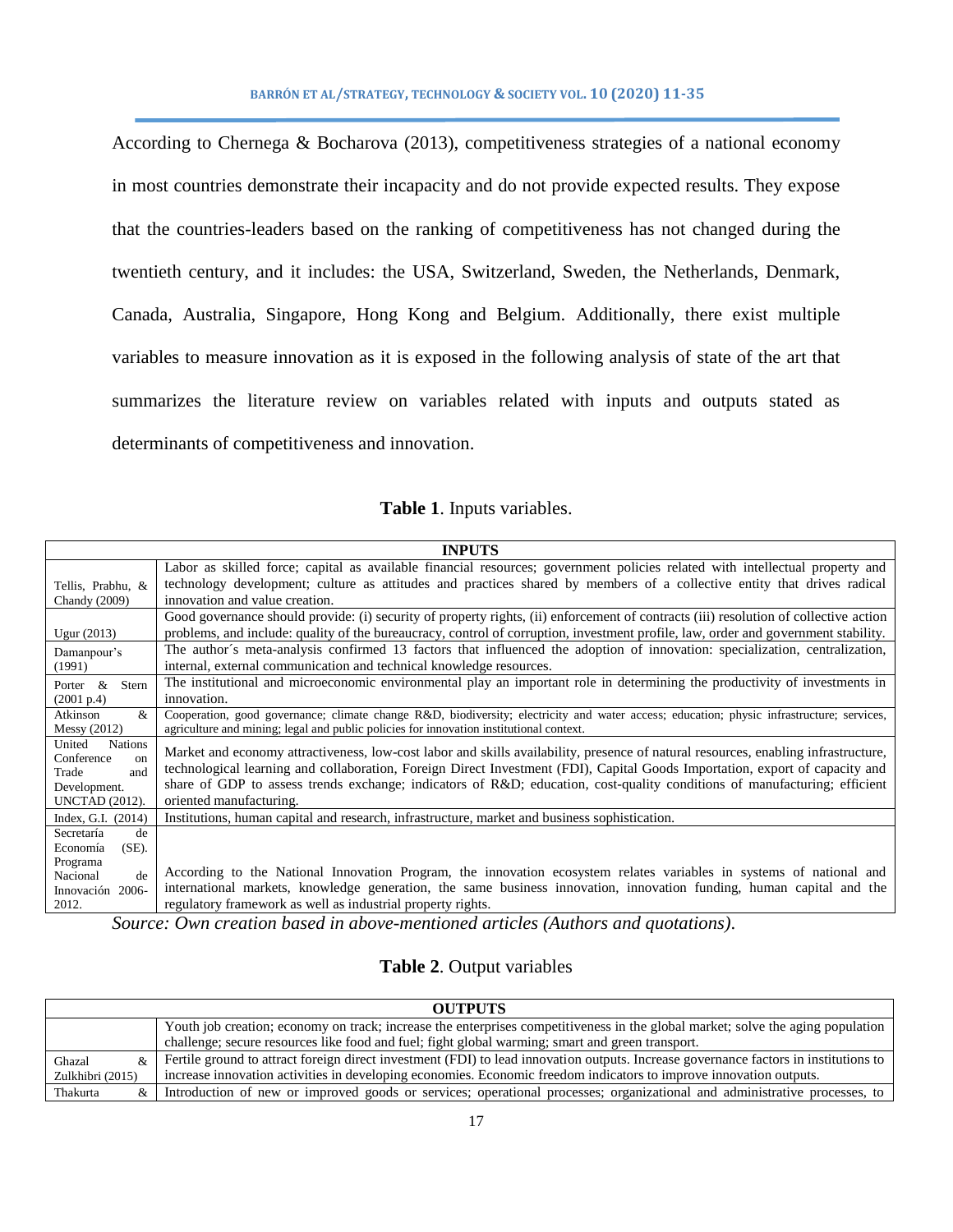According to Chernega & Bocharova (2013), competitiveness strategies of a national economy in most countries demonstrate their incapacity and do not provide expected results. They expose that the countries-leaders based on the ranking of competitiveness has not changed during the twentieth century, and it includes: the USA, Switzerland, Sweden, the Netherlands, Denmark, Canada, Australia, Singapore, Hong Kong and Belgium. Additionally, there exist multiple variables to measure innovation as it is exposed in the following analysis of state of the art that summarizes the literature review on variables related with inputs and outputs stated as determinants of competitiveness and innovation.

**Table 1**. Inputs variables.

| INPUTS | |
|---|---|
| Tellis, Prabhu, & Chandy (2009) | Labor as skilled force; capital as available financial resources; government policies related with intellectual property and technology development; culture as attitudes and practices shared by members of a collective entity that drives radical innovation and value creation. |
| Ugur (2013) | Good governance should provide: (i) security of property rights, (ii) enforcement of contracts (iii) resolution of collective action problems, and include: quality of the bureaucracy, control of corruption, investment profile, law, order and government stability. |
| Damanpour's (1991) | The author´s meta-analysis confirmed 13 factors that influenced the adoption of innovation: specialization, centralization, internal, external communication and technical knowledge resources. |
| Porter & Stern (2001 p.4) | The institutional and microeconomic environmental play an important role in determining the productivity of investments in innovation. |
| Atkinson & Messy (2012) | Cooperation, good governance; climate change R&D, biodiversity; electricity and water access; education; physic infrastructure; services, agriculture and mining; legal and public policies for innovation institutional context. |
| United Nations Conference on Trade and Development. UNCTAD (2012). | Market and economy attractiveness, low-cost labor and skills availability, presence of natural resources, enabling infrastructure, technological learning and collaboration, Foreign Direct Investment (FDI), Capital Goods Importation, export of capacity and share of GDP to assess trends exchange; indicators of R&D; education, cost-quality conditions of manufacturing; efficient oriented manufacturing. |
| Index, G.I. (2014) | Institutions, human capital and research, infrastructure, market and business sophistication. |
| Secretaría de Economía (SE). Programa Nacional de Innovación 2006-2012. | According to the National Innovation Program, the innovation ecosystem relates variables in systems of national and international markets, knowledge generation, the same business innovation, innovation funding, human capital and the regulatory framework as well as industrial property rights. |

*Source: Own creation based in above-mentioned articles (Authors and quotations).*

**Table 2**. Output variables

| OUTPUTS | |
|---|---|
| | Youth job creation; economy on track; increase the enterprises competitiveness in the global market; solve the aging population challenge; secure resources like food and fuel; fight global warming; smart and green transport. |
| Ghazal & Zulkhibri (2015) | Fertile ground to attract foreign direct investment (FDI) to lead innovation outputs. Increase governance factors in institutions to increase innovation activities in developing economies. Economic freedom indicators to improve innovation outputs. |
| Thakurta & | Introduction of new or improved goods or services; operational processes; organizational and administrative processes, to |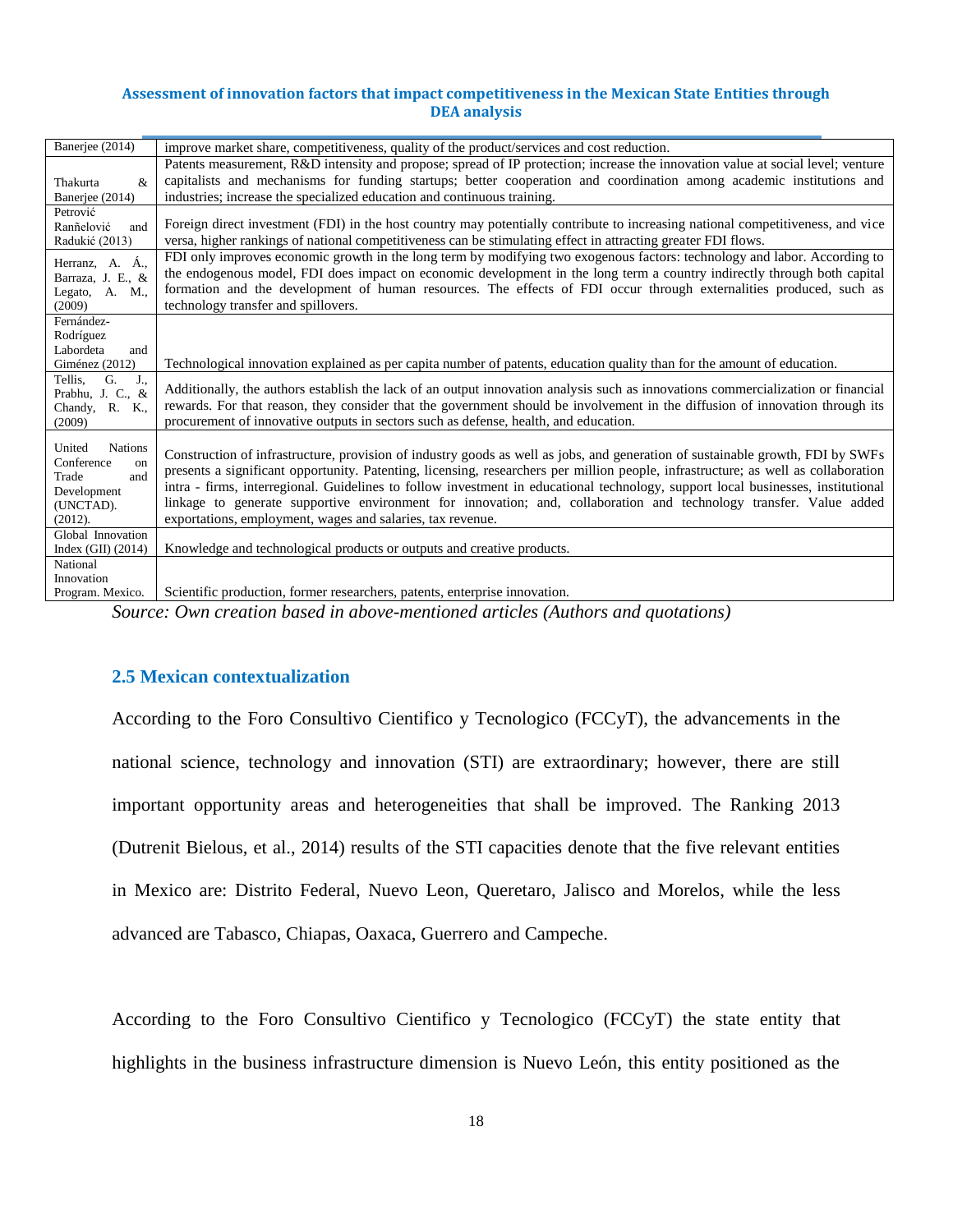| | |
|---|---|
| Banerjee (2014) | improve market share, competitiveness, quality of the product/services and cost reduction. |
| Thakurta & Banerjee (2014) | Patents measurement, R&D intensity and propose; spread of IP protection; increase the innovation value at social level; venture capitalists and mechanisms for funding startups; better cooperation and coordination among academic institutions and industries; increase the specialized education and continuous training. |
| Petrović Ranñelović and Radukić (2013) | Foreign direct investment (FDI) in the host country may potentially contribute to increasing national competitiveness, and vice versa, higher rankings of national competitiveness can be stimulating effect in attracting greater FDI flows. |
| Herranz, A. Á., Barraza, J. E., & Legato, A. M., (2009) | FDI only improves economic growth in the long term by modifying two exogenous factors: technology and labor. According to the endogenous model, FDI does impact on economic development in the long term a country indirectly through both capital formation and the development of human resources. The effects of FDI occur through externalities produced, such as technology transfer and spillovers. |
| Fernández-Rodríguez Labordeta and Giménez (2012) | Technological innovation explained as per capita number of patents, education quality than for the amount of education. |
| Tellis, G. J., Prabhu, J. C., & Chandy, R. K., (2009) | Additionally, the authors establish the lack of an output innovation analysis such as innovations commercialization or financial rewards. For that reason, they consider that the government should be involvement in the diffusion of innovation through its procurement of innovative outputs in sectors such as defense, health, and education. |
| United Nations Conference on Trade and Development (UNCTAD). (2012). | Construction of infrastructure, provision of industry goods as well as jobs, and generation of sustainable growth, FDI by SWFs presents a significant opportunity. Patenting, licensing, researchers per million people, infrastructure; as well as collaboration intra - firms, interregional. Guidelines to follow investment in educational technology, support local businesses, institutional linkage to generate supportive environment for innovation; and, collaboration and technology transfer. Value added exportations, employment, wages and salaries, tax revenue. |
| Global Innovation Index (GII) (2014) | Knowledge and technological products or outputs and creative products. |
| National Innovation Program. Mexico. | Scientific production, former researchers, patents, enterprise innovation. |

*Source: Own creation based in above-mentioned articles (Authors and quotations)*

### 2.5 Mexican contextualization

According to the Foro Consultivo Cientifico y Tecnologico (FCCyT), the advancements in the national science, technology and innovation (STI) are extraordinary; however, there are still important opportunity areas and heterogeneities that shall be improved. The Ranking 2013 (Dutrenit Bielous, et al., 2014) results of the STI capacities denote that the five relevant entities in Mexico are: Distrito Federal, Nuevo Leon, Queretaro, Jalisco and Morelos, while the less advanced are Tabasco, Chiapas, Oaxaca, Guerrero and Campeche.

According to the Foro Consultivo Cientifico y Tecnologico (FCCyT) the state entity that highlights in the business infrastructure dimension is Nuevo León, this entity positioned as the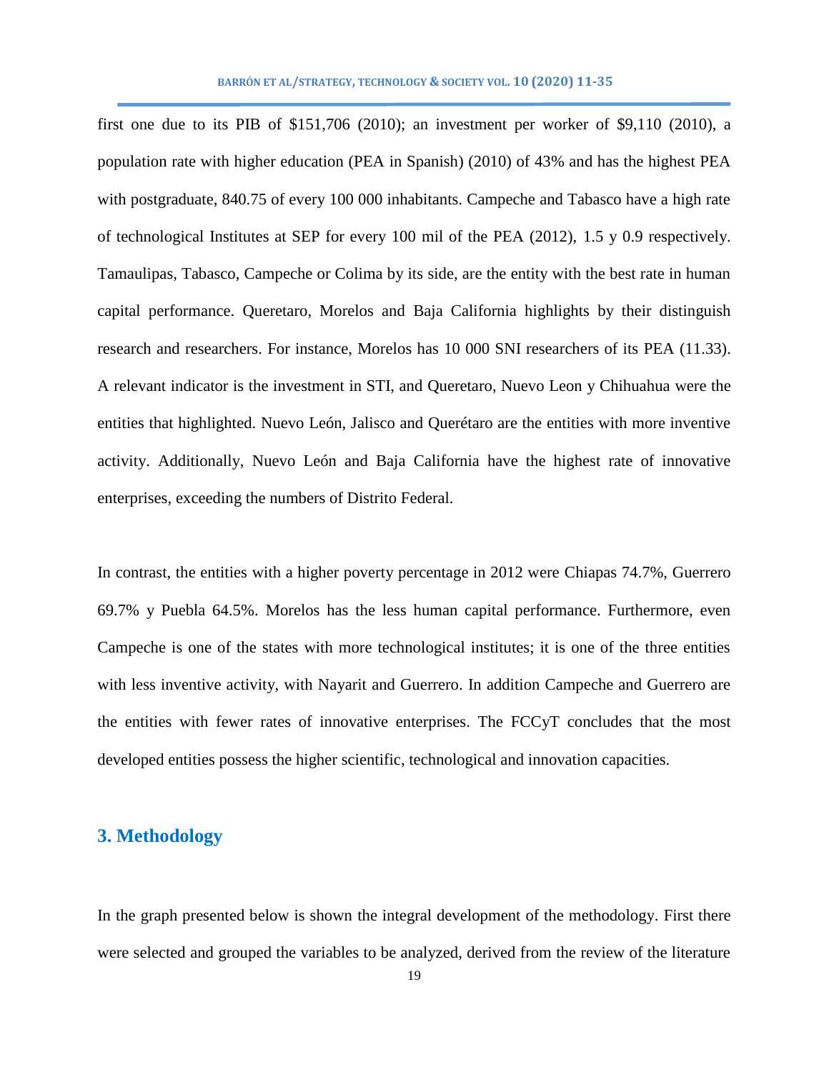first one due to its PIB of $151,706 (2010); an investment per worker of $9,110 (2010), a population rate with higher education (PEA in Spanish) (2010) of 43% and has the highest PEA with postgraduate, 840.75 of every 100 000 inhabitants. Campeche and Tabasco have a high rate of technological Institutes at SEP for every 100 mil of the PEA (2012), 1.5 y 0.9 respectively. Tamaulipas, Tabasco, Campeche or Colima by its side, are the entity with the best rate in human capital performance. Queretaro, Morelos and Baja California highlights by their distinguish research and researchers. For instance, Morelos has 10 000 SNI researchers of its PEA (11.33). A relevant indicator is the investment in STI, and Queretaro, Nuevo Leon y Chihuahua were the entities that highlighted. Nuevo León, Jalisco and Querétaro are the entities with more inventive activity. Additionally, Nuevo León and Baja California have the highest rate of innovative enterprises, exceeding the numbers of Distrito Federal.

In contrast, the entities with a higher poverty percentage in 2012 were Chiapas 74.7%, Guerrero 69.7% y Puebla 64.5%. Morelos has the less human capital performance. Furthermore, even Campeche is one of the states with more technological institutes; it is one of the three entities with less inventive activity, with Nayarit and Guerrero. In addition Campeche and Guerrero are the entities with fewer rates of innovative enterprises. The FCCyT concludes that the most developed entities possess the higher scientific, technological and innovation capacities.

## 3. Methodology

In the graph presented below is shown the integral development of the methodology. First there were selected and grouped the variables to be analyzed, derived from the review of the literature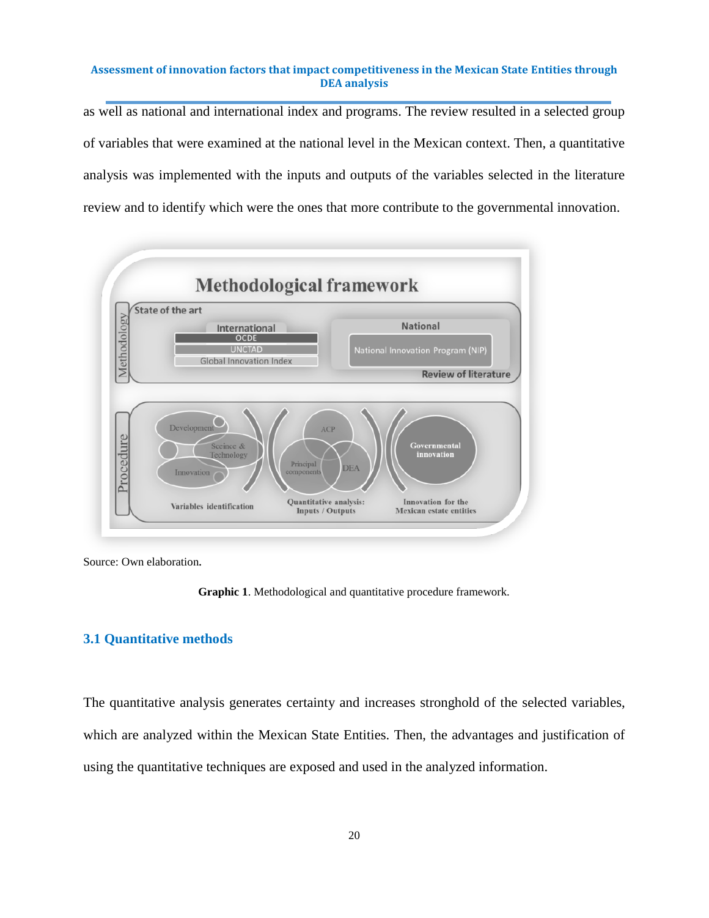as well as national and international index and programs. The review resulted in a selected group of variables that were examined at the national level in the Mexican context. Then, a quantitative analysis was implemented with the inputs and outputs of the variables selected in the literature review and to identify which were the ones that more contribute to the governmental innovation.

Source: Own elaboration.

**Graphic 1**. Methodological and quantitative procedure framework.

### 3.1 Quantitative methods

The quantitative analysis generates certainty and increases stronghold of the selected variables, which are analyzed within the Mexican State Entities. Then, the advantages and justification of using the quantitative techniques are exposed and used in the analyzed information.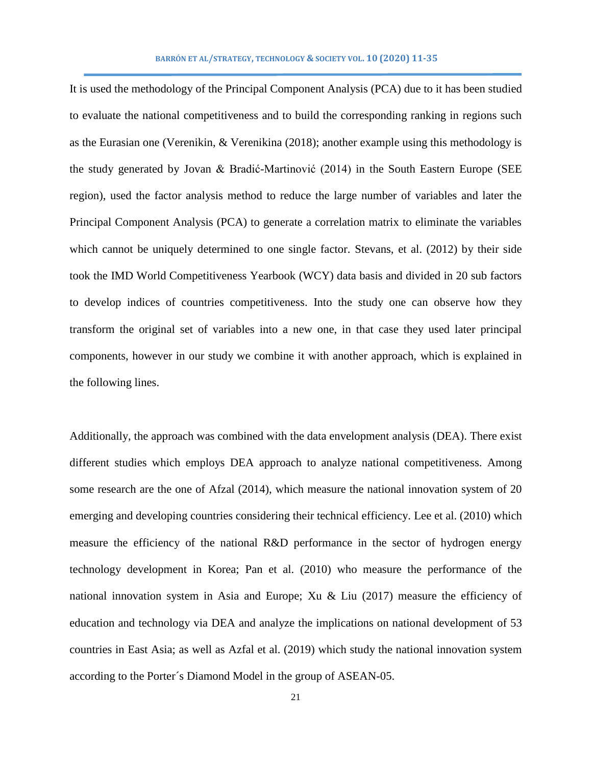It is used the methodology of the Principal Component Analysis (PCA) due to it has been studied to evaluate the national competitiveness and to build the corresponding ranking in regions such as the Eurasian one (Verenikin, & Verenikina (2018); another example using this methodology is the study generated by Jovan & Bradić-Martinović (2014) in the South Eastern Europe (SEE region), used the factor analysis method to reduce the large number of variables and later the Principal Component Analysis (PCA) to generate a correlation matrix to eliminate the variables which cannot be uniquely determined to one single factor. Stevans, et al. (2012) by their side took the IMD World Competitiveness Yearbook (WCY) data basis and divided in 20 sub factors to develop indices of countries competitiveness. Into the study one can observe how they transform the original set of variables into a new one, in that case they used later principal components, however in our study we combine it with another approach, which is explained in the following lines.

Additionally, the approach was combined with the data envelopment analysis (DEA). There exist different studies which employs DEA approach to analyze national competitiveness. Among some research are the one of Afzal (2014), which measure the national innovation system of 20 emerging and developing countries considering their technical efficiency. Lee et al. (2010) which measure the efficiency of the national R&D performance in the sector of hydrogen energy technology development in Korea; Pan et al. (2010) who measure the performance of the national innovation system in Asia and Europe; Xu & Liu (2017) measure the efficiency of education and technology via DEA and analyze the implications on national development of 53 countries in East Asia; as well as Azfal et al. (2019) which study the national innovation system according to the Porter´s Diamond Model in the group of ASEAN-05.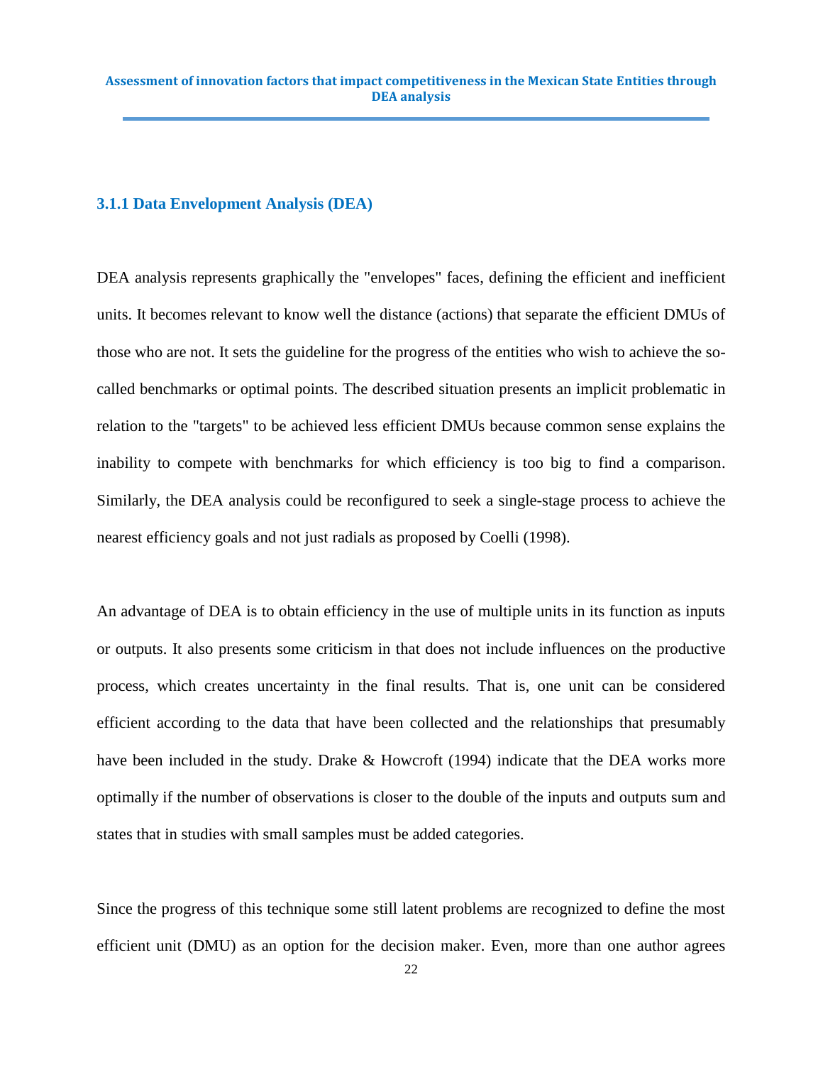### 3.1.1 Data Envelopment Analysis (DEA)

DEA analysis represents graphically the "envelopes" faces, defining the efficient and inefficient units. It becomes relevant to know well the distance (actions) that separate the efficient DMUs of those who are not. It sets the guideline for the progress of the entities who wish to achieve the so-called benchmarks or optimal points. The described situation presents an implicit problematic in relation to the "targets" to be achieved less efficient DMUs because common sense explains the inability to compete with benchmarks for which efficiency is too big to find a comparison. Similarly, the DEA analysis could be reconfigured to seek a single-stage process to achieve the nearest efficiency goals and not just radials as proposed by Coelli (1998).

An advantage of DEA is to obtain efficiency in the use of multiple units in its function as inputs or outputs. It also presents some criticism in that does not include influences on the productive process, which creates uncertainty in the final results. That is, one unit can be considered efficient according to the data that have been collected and the relationships that presumably have been included in the study. Drake & Howcroft (1994) indicate that the DEA works more optimally if the number of observations is closer to the double of the inputs and outputs sum and states that in studies with small samples must be added categories.

Since the progress of this technique some still latent problems are recognized to define the most efficient unit (DMU) as an option for the decision maker. Even, more than one author agrees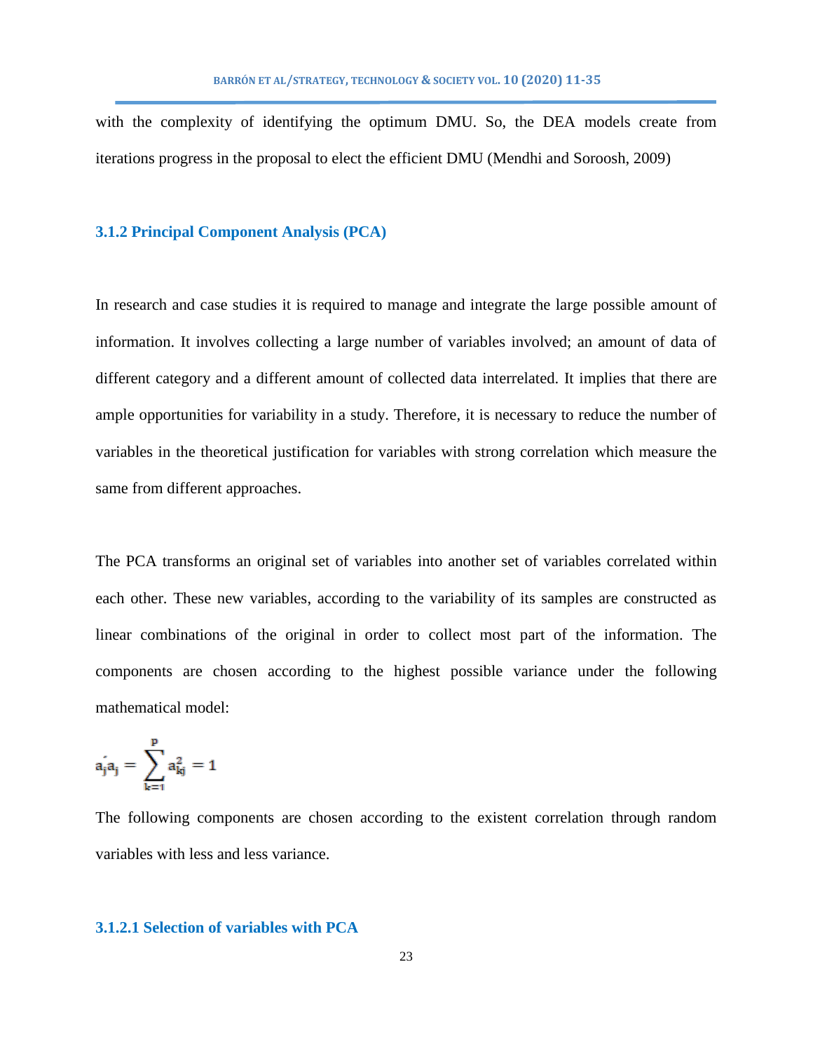with the complexity of identifying the optimum DMU. So, the DEA models create from iterations progress in the proposal to elect the efficient DMU (Mendhi and Soroosh, 2009)

### 3.1.2 Principal Component Analysis (PCA)

In research and case studies it is required to manage and integrate the large possible amount of information. It involves collecting a large number of variables involved; an amount of data of different category and a different amount of collected data interrelated. It implies that there are ample opportunities for variability in a study. Therefore, it is necessary to reduce the number of variables in the theoretical justification for variables with strong correlation which measure the same from different approaches.

The PCA transforms an original set of variables into another set of variables correlated within each other. These new variables, according to the variability of its samples are constructed as linear combinations of the original in order to collect most part of the information. The components are chosen according to the highest possible variance under the following mathematical model:

$$a_j^{'} a_j = \sum_{k=1}^{p} a_{kj}^2 = 1$$

The following components are chosen according to the existent correlation through random variables with less and less variance.

#### 3.1.2.1 Selection of variables with PCA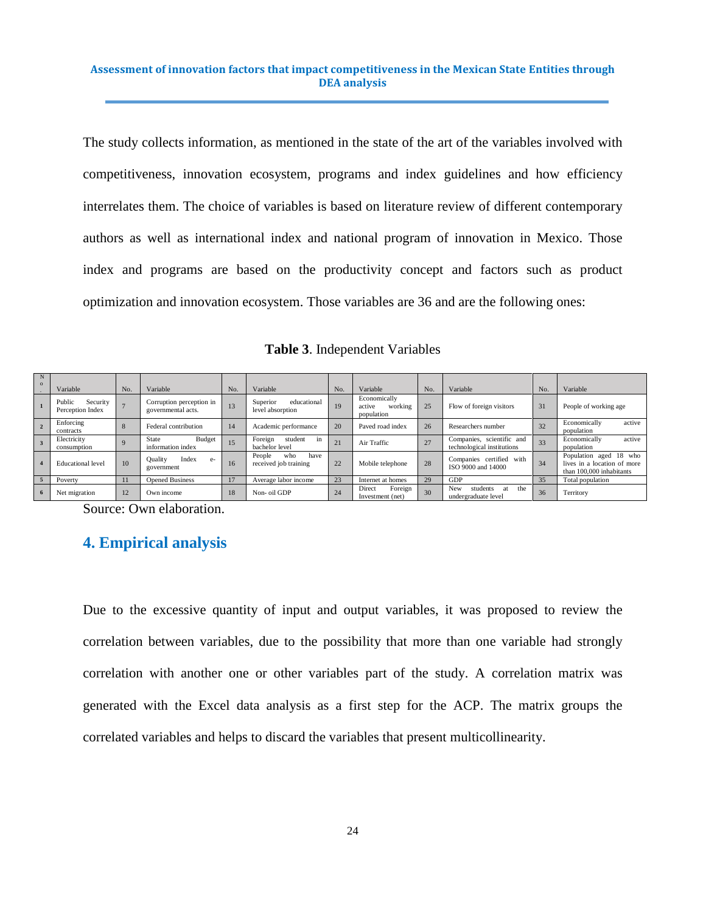The study collects information, as mentioned in the state of the art of the variables involved with competitiveness, innovation ecosystem, programs and index guidelines and how efficiency interrelates them. The choice of variables is based on literature review of different contemporary authors as well as international index and national program of innovation in Mexico. Those index and programs are based on the productivity concept and factors such as product optimization and innovation ecosystem. Those variables are 36 and are the following ones:

**Table 3**. Independent Variables

| No. | Variable | No. | Variable | No. | Variable | No. | Variable | No. | Variable | No. | Variable |
|---|---|---|---|---|---|---|---|---|---|---|---|
| 1 | Public Security Perception Index | 7 | Corruption perception in governmental acts. | 13 | Superior educational level absorption | 19 | Economically active working population | 25 | Flow of foreign visitors | 31 | People of working age |
| 2 | Enforcing contracts | 8 | Federal contribution | 14 | Academic performance | 20 | Paved road index | 26 | Researchers number | 32 | Economically active population |
| 3 | Electricity consumption | 9 | State Budget information index | 15 | Foreign student in bachelor level | 21 | Air Traffic | 27 | Companies, scientific and technological institutions | 33 | Economically active population |
| 4 | Educational level | 10 | Quality Index e-government | 16 | People who have received job training | 22 | Mobile telephone | 28 | Companies certified with ISO 9000 and 14000 | 34 | Population aged 18 who lives in a location of more than 100,000 inhabitants |
| 5 | Poverty | 11 | Opened Business | 17 | Average labor income | 23 | Internet at homes | 29 | GDP | 35 | Total population |
| 6 | Net migration | 12 | Own income | 18 | Non- oil GDP | 24 | Direct Foreign Investment (net) | 30 | New students at the undergraduate level | 36 | Territory |

Source: Own elaboration.

## 4. Empirical analysis

Due to the excessive quantity of input and output variables, it was proposed to review the correlation between variables, due to the possibility that more than one variable had strongly correlation with another one or other variables part of the study. A correlation matrix was generated with the Excel data analysis as a first step for the ACP. The matrix groups the correlated variables and helps to discard the variables that present multicollinearity.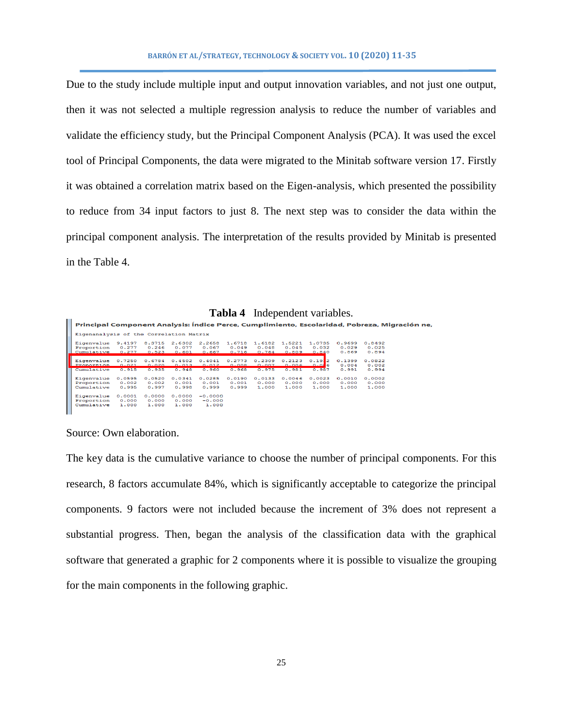Due to the study include multiple input and output innovation variables, and not just one output, then it was not selected a multiple regression analysis to reduce the number of variables and validate the efficiency study, but the Principal Component Analysis (PCA). It was used the excel tool of Principal Components, the data were migrated to the Minitab software version 17. Firstly it was obtained a correlation matrix based on the Eigen-analysis, which presented the possibility to reduce from 34 input factors to just 8. The next step was to consider the data within the principal component analysis. The interpretation of the results provided by Minitab is presented in the Table 4.

**Tabla 4** Independent variables.

**Principal Component Analysis: Índice Perce, Cumplimiento, Escolaridad, Pobreza, Migración ne,**

Eigenanalysis of the Correlation Matrix

| | | | | | | | | | | |
|---|---|---|---|---|---|---|---|---|---|---|
| Eigenvalue | 9.4197 | 8.3715 | 2.6302 | 2.2658 | 1.6718 | 1.6182 | 1.5221 | 1.0735 | 0.9699 | 0.8492 |
| Proportion | 0.277 | 0.246 | 0.077 | 0.067 | 0.049 | 0.048 | 0.045 | 0.032 | 0.029 | 0.025 |
| Cumulative | 0.277 | 0.523 | 0.601 | 0.667 | 0.716 | 0.764 | 0.809 | 0.840 | 0.869 | 0.894 |
| Eigenvalue | 0.7250 | 0.6784 | 0.4502 | 0.4041 | 0.2773 | 0.2309 | 0.2123 | 0.1912 | 0.1399 | 0.0822 |
| Proportion | 0.021 | 0.020 | 0.013 | 0.012 | 0.008 | 0.007 | 0.006 | 0.006 | 0.004 | 0.002 |
| Cumulative | 0.915 | 0.935 | 0.948 | 0.960 | 0.968 | 0.975 | 0.981 | 0.987 | 0.991 | 0.994 |
| Eigenvalue | 0.0595 | 0.0520 | 0.0341 | 0.0285 | 0.0190 | 0.0133 | 0.0046 | 0.0023 | 0.0010 | 0.0002 |
| Proportion | 0.002 | 0.002 | 0.001 | 0.001 | 0.001 | 0.000 | 0.000 | 0.000 | 0.000 | 0.000 |
| Cumulative | 0.995 | 0.997 | 0.998 | 0.999 | 0.999 | 1.000 | 1.000 | 1.000 | 1.000 | 1.000 |
| Eigenvalue | 0.0001 | 0.0000 | 0.0000 | -0.0000 | | | | | | |
| Proportion | 0.000 | 0.000 | 0.000 | -0.000 | | | | | | |
| Cumulative | 1.000 | 1.000 | 1.000 | 1.000 | | | | | | |

Source: Own elaboration.

The key data is the cumulative variance to choose the number of principal components. For this research, 8 factors accumulate 84%, which is significantly acceptable to categorize the principal components. 9 factors were not included because the increment of 3% does not represent a substantial progress. Then, began the analysis of the classification data with the graphical software that generated a graphic for 2 components where it is possible to visualize the grouping for the main components in the following graphic.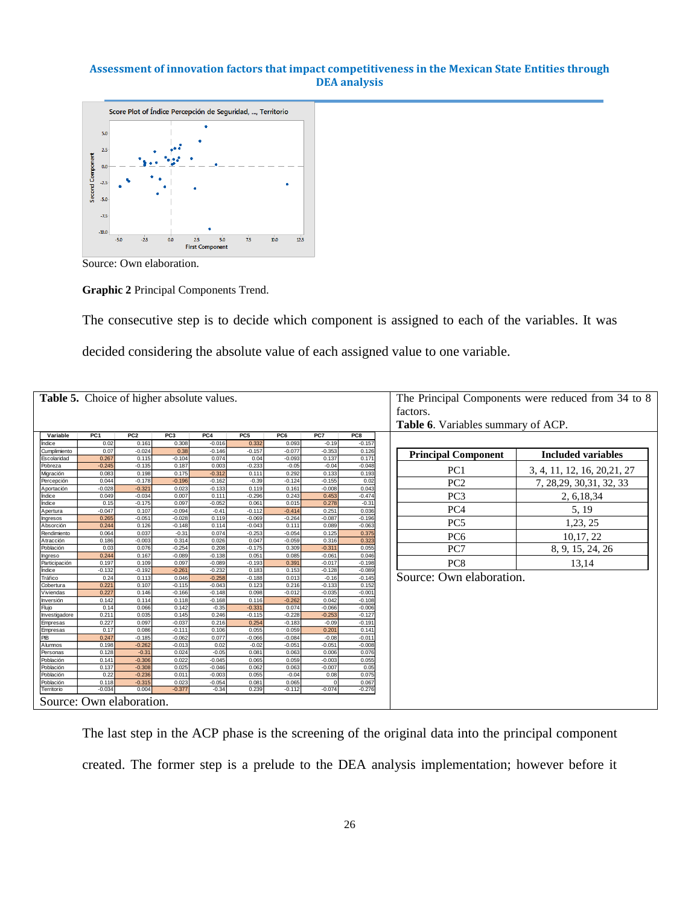Source: Own elaboration.

**Graphic 2** Principal Components Trend.

The consecutive step is to decide which component is assigned to each of the variables. It was decided considering the absolute value of each assigned value to one variable.

**Table 5.** Choice of higher absolute values.

| Variable | PC1 | PC2 | PC3 | PC4 | PC5 | PC6 | PC7 | PC8 |
|---|---|---|---|---|---|---|---|---|
| Indice | 0.02 | 0.161 | 0.308 | -0.016 | 0.332 | 0.093 | -0.19 | -0.157 |
| Cumplimiento | 0.07 | -0.024 | 0.38 | -0.146 | -0.157 | -0.077 | -0.353 | 0.126 |
| Escolaridad | 0.267 | 0.115 | -0.104 | 0.074 | 0.04 | -0.093 | 0.137 | 0.171 |
| Pobreza | -0.245 | -0.135 | 0.187 | 0.003 | -0.233 | -0.05 | -0.04 | -0.048 |
| Migración | 0.083 | 0.198 | 0.175 | -0.312 | 0.111 | 0.292 | 0.133 | 0.193 |
| Percepción | 0.044 | -0.178 | -0.196 | -0.162 | -0.39 | -0.124 | -0.155 | 0.02 |
| Aportación | -0.028 | -0.321 | 0.023 | -0.133 | 0.119 | 0.161 | -0.008 | 0.043 |
| Indice | 0.049 | -0.034 | 0.007 | 0.111 | -0.296 | 0.243 | 0.453 | -0.474 |
| Indice | 0.15 | -0.175 | 0.097 | -0.052 | 0.061 | 0.015 | 0.278 | -0.31 |
| Apertura | -0.047 | 0.107 | -0.094 | -0.41 | -0.112 | -0.414 | 0.251 | 0.036 |
| Ingresos | 0.265 | -0.051 | -0.028 | 0.119 | -0.069 | -0.264 | -0.087 | -0.196 |
| Absorción | 0.244 | 0.126 | -0.148 | 0.114 | -0.043 | 0.111 | 0.089 | -0.063 |
| Rendimiento | 0.064 | 0.037 | -0.31 | 0.074 | -0.253 | -0.054 | 0.125 | 0.375 |
| Atracción | 0.186 | -0.003 | 0.314 | 0.026 | 0.047 | -0.059 | 0.316 | 0.323 |
| Población | 0.03 | 0.076 | -0.254 | 0.208 | -0.175 | 0.309 | -0.311 | 0.055 |
| Ingreso | 0.244 | 0.167 | -0.089 | -0.138 | 0.051 | 0.085 | -0.061 | 0.046 |
| Participación | 0.197 | 0.109 | 0.097 | -0.089 | -0.193 | 0.391 | -0.017 | -0.198 |
| Indice | -0.132 | -0.192 | -0.261 | -0.232 | 0.183 | 0.153 | -0.128 | -0.089 |
| Tráfico | 0.24 | 0.113 | 0.046 | -0.258 | -0.188 | 0.013 | -0.16 | -0.145 |
| Cobertura | 0.221 | 0.107 | -0.115 | -0.043 | 0.123 | 0.216 | -0.133 | 0.152 |
| Viviendas | 0.227 | 0.146 | -0.166 | -0.148 | 0.098 | -0.012 | -0.035 | -0.001 |
| Inversión | 0.142 | 0.114 | 0.118 | -0.168 | 0.116 | -0.262 | 0.042 | -0.108 |
| Flujo | 0.14 | 0.066 | 0.142 | -0.35 | -0.331 | 0.074 | -0.066 | -0.006 |
| Investigadore | 0.211 | 0.035 | 0.145 | 0.246 | -0.115 | -0.228 | -0.253 | -0.127 |
| Empresas | 0.227 | 0.097 | -0.037 | 0.216 | 0.254 | -0.183 | -0.09 | -0.191 |
| Empresas | 0.17 | 0.086 | -0.111 | 0.106 | 0.055 | 0.059 | 0.201 | 0.141 |
| PIB | 0.247 | -0.185 | -0.062 | 0.077 | -0.066 | -0.084 | -0.08 | -0.011 |
| Alumnos | 0.198 | -0.262 | -0.013 | 0.02 | -0.02 | -0.051 | -0.051 | -0.008 |
| Personas | 0.128 | -0.31 | 0.024 | -0.05 | 0.081 | 0.063 | 0.006 | 0.076 |
| Población | 0.141 | -0.306 | 0.022 | -0.045 | 0.065 | 0.059 | -0.003 | 0.055 |
| Población | 0.137 | -0.308 | 0.025 | -0.046 | 0.062 | 0.063 | -0.007 | 0.05 |
| Población | 0.22 | -0.236 | 0.011 | -0.003 | 0.055 | -0.04 | 0.08 | 0.075 |
| Población | 0.118 | -0.315 | 0.023 | -0.054 | 0.081 | 0.065 | 0 | 0.067 |
| Territorio | -0.034 | 0.004 | -0.377 | -0.34 | 0.239 | -0.112 | -0.074 | -0.276 |

Source: Own elaboration.

The Principal Components were reduced from 34 to 8 factors.

**Table 6**. Variables summary of ACP.

| Principal Component | Included variables |
|---|---|
| PC1 | 3, 4, 11, 12, 16, 20,21, 27 |
| PC2 | 7, 28,29, 30,31, 32, 33 |
| PC3 | 2, 6,18,34 |
| PC4 | 5, 19 |
| PC5 | 1,23, 25 |
| PC6 | 10,17, 22 |
| PC7 | 8, 9, 15, 24, 26 |
| PC8 | 13,14 |

Source: Own elaboration.

The last step in the ACP phase is the screening of the original data into the principal component created. The former step is a prelude to the DEA analysis implementation; however before it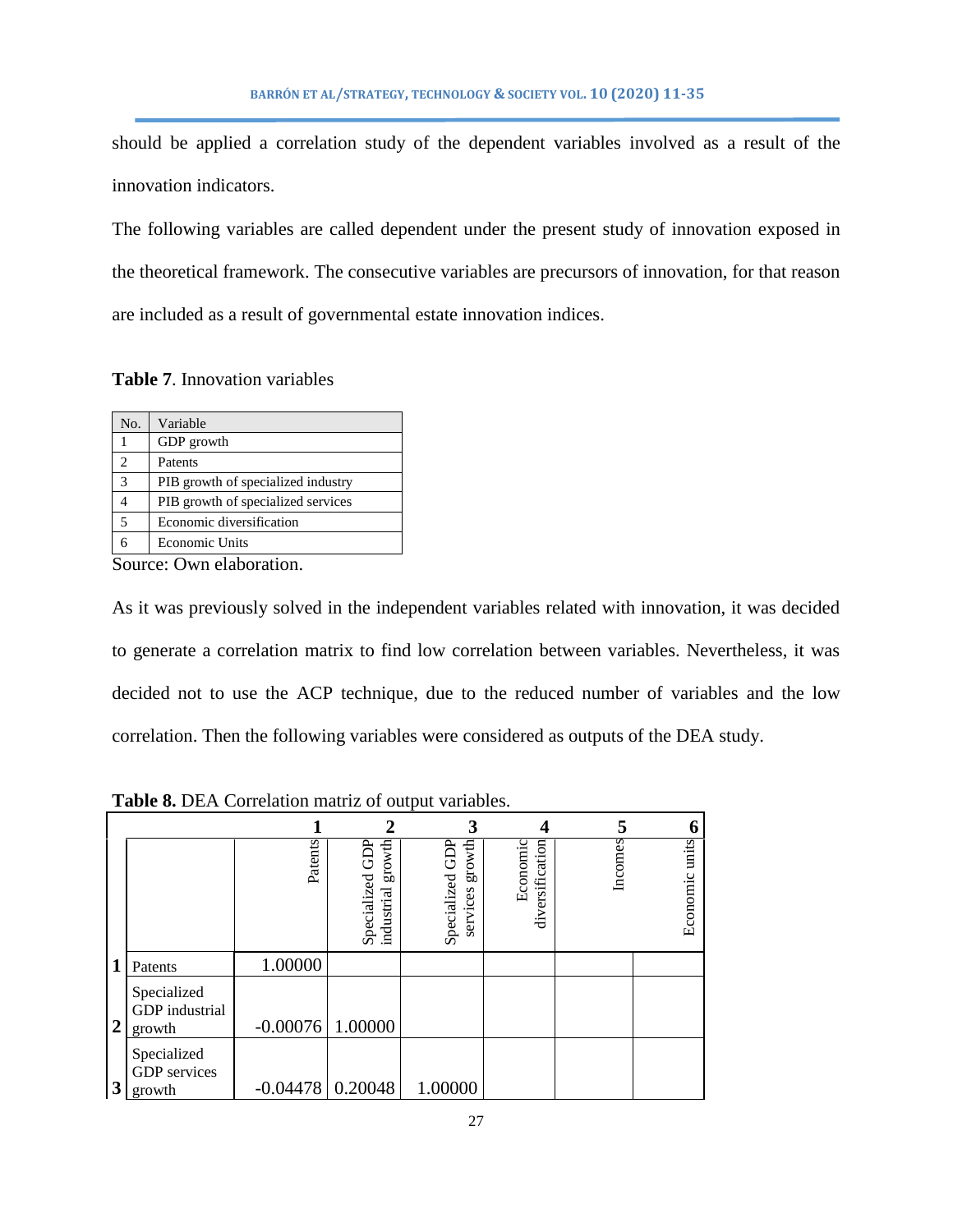should be applied a correlation study of the dependent variables involved as a result of the innovation indicators.

The following variables are called dependent under the present study of innovation exposed in the theoretical framework. The consecutive variables are precursors of innovation, for that reason are included as a result of governmental estate innovation indices.

**Table 7**. Innovation variables

| No. | Variable |
|---|---|
| 1 | GDP growth |
| 2 | Patents |
| 3 | PIB growth of specialized industry |
| 4 | PIB growth of specialized services |
| 5 | Economic diversification |
| 6 | Economic Units |

Source: Own elaboration.

As it was previously solved in the independent variables related with innovation, it was decided to generate a correlation matrix to find low correlation between variables. Nevertheless, it was decided not to use the ACP technique, due to the reduced number of variables and the low correlation. Then the following variables were considered as outputs of the DEA study.

**Table 8.** DEA Correlation matriz of output variables.

| | | 1 | 2 | 3 | 4 | 5 | 6 |
|---|---|---|---|---|---|---|---|
| | | Patents | Specialized GDP industrial growth | Specialized GDP services growth | Economic diversification | Incomes | Economic units |
| 1 | Patents | 1.00000 | | | | | |
| 2 | Specialized GDP industrial growth | -0.00076 | 1.00000 | | | | |
| 3 | Specialized GDP services growth | -0.04478 | 0.20048 | 1.00000 | | | |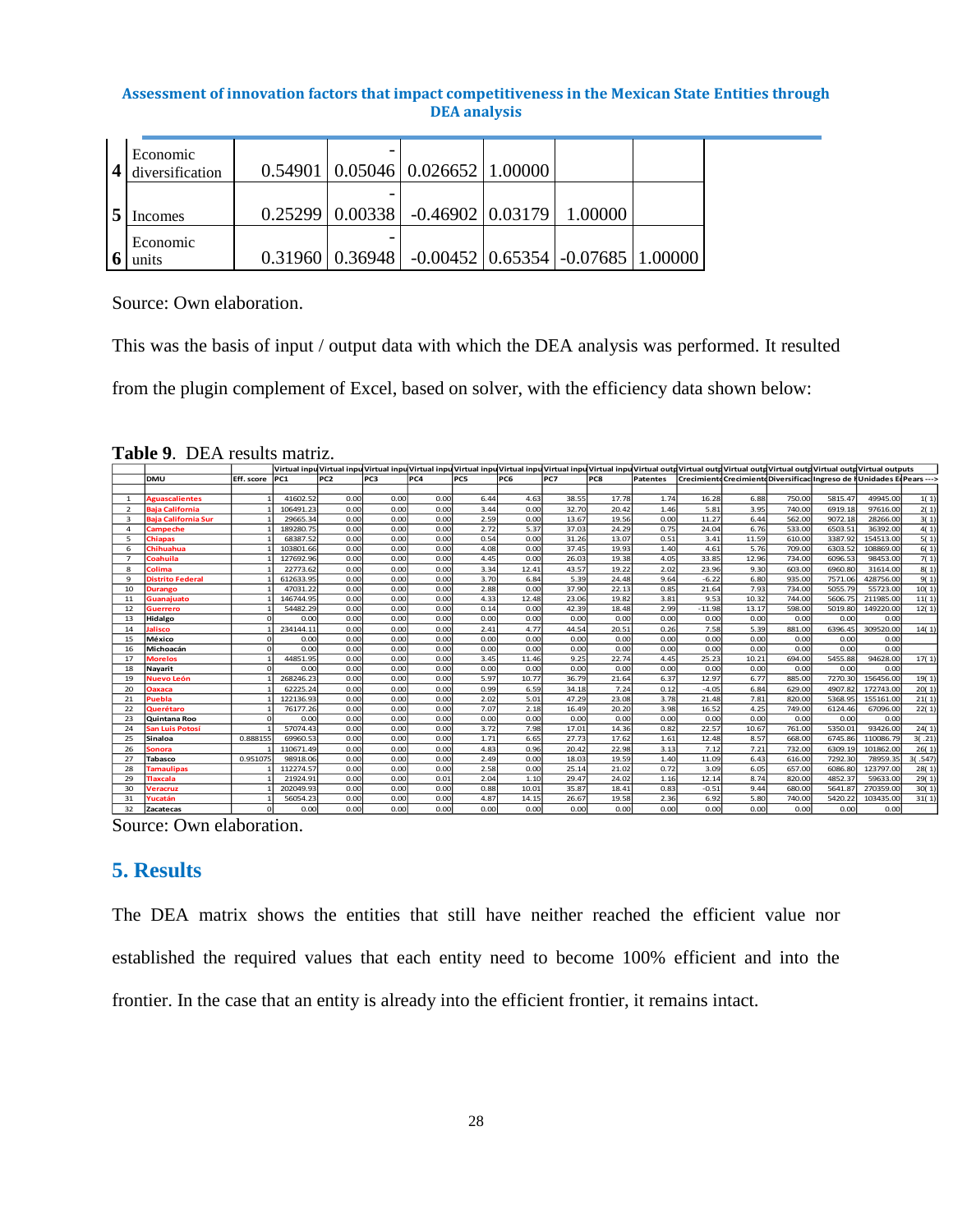| | | | | | | | |
|---|---|---|---|---|---|---|---|
| 4 | Economic diversification | 0.54901 | -0.05046 | 0.026652 | 1.00000 | | |
| 5 | Incomes | 0.25299 | -0.00338 | -0.46902 | 0.03179 | 1.00000 | |
| 6 | Economic units | 0.31960 | -0.36948 | -0.00452 | 0.65354 | -0.07685 | 1.00000 |

Source: Own elaboration.

This was the basis of input / output data with which the DEA analysis was performed. It resulted from the plugin complement of Excel, based on solver, with the efficiency data shown below:

**Table 9**. DEA results matriz.

| | | | Virtual inpu | Virtual inpu | Virtual inpu | Virtual inpu | Virtual inpu | Virtual inpu | Virtual inpu | Virtual inpu | Virtual outp | Virtual outp | Virtual outp | Virtual outp | Virtual outp | Virtual outputs | |
|---|---|---|---|---|---|---|---|---|---|---|---|---|---|---|---|---|---|
| | DMU | Eff. score | PC1 | PC2 | PC3 | PC4 | PC5 | PC6 | PC7 | PC8 | Patentes | Crecimiento | Crecimiento | Diversificac | Ingreso de I | Unidades Ec | Pears ---> |
| 1 | Aguascalientes | 1 | 41602.52 | 0.00 | 0.00 | 0.00 | 6.44 | 4.63 | 38.55 | 17.78 | 1.74 | 16.28 | 6.88 | 750.00 | 5815.47 | 49945.00 | 1( 1) |
| 2 | Baja California | 1 | 106491.23 | 0.00 | 0.00 | 0.00 | 3.44 | 0.00 | 32.70 | 20.42 | 1.46 | 5.81 | 3.95 | 740.00 | 6919.18 | 97616.00 | 2( 1) |
| 3 | Baja California Sur | 1 | 29665.34 | 0.00 | 0.00 | 0.00 | 2.59 | 0.00 | 13.67 | 19.56 | 0.00 | 11.27 | 6.44 | 562.00 | 9072.18 | 28266.00 | 3( 1) |
| 4 | Campeche | 1 | 189280.75 | 0.00 | 0.00 | 0.00 | 2.72 | 5.37 | 37.03 | 24.29 | 0.75 | 24.04 | 6.76 | 533.00 | 6503.51 | 36392.00 | 4( 1) |
| 5 | Chiapas | 1 | 68387.52 | 0.00 | 0.00 | 0.00 | 0.54 | 0.00 | 31.26 | 13.07 | 0.51 | 3.41 | 11.59 | 610.00 | 3387.92 | 154513.00 | 5( 1) |
| 6 | Chihuahua | 1 | 103801.66 | 0.00 | 0.00 | 0.00 | 4.08 | 0.00 | 37.45 | 19.93 | 1.40 | 4.61 | 5.76 | 709.00 | 6303.52 | 108869.00 | 6( 1) |
| 7 | Coahuila | 1 | 127692.96 | 0.00 | 0.00 | 0.00 | 4.45 | 0.00 | 26.03 | 19.38 | 4.05 | 33.85 | 12.96 | 734.00 | 6096.53 | 98453.00 | 7( 1) |
| 8 | Colima | 1 | 22773.62 | 0.00 | 0.00 | 0.00 | 3.34 | 12.41 | 43.57 | 19.22 | 2.02 | 23.96 | 9.30 | 603.00 | 6960.80 | 31614.00 | 8( 1) |
| 9 | Distrito Federal | 1 | 612633.95 | 0.00 | 0.00 | 0.00 | 3.70 | 6.84 | 5.39 | 24.48 | 9.64 | -6.22 | 6.80 | 935.00 | 7571.06 | 428756.00 | 9( 1) |
| 10 | Durango | 1 | 47031.22 | 0.00 | 0.00 | 0.00 | 2.88 | 0.00 | 37.90 | 22.13 | 0.85 | 21.64 | 7.93 | 734.00 | 5055.79 | 55723.00 | 10( 1) |
| 11 | Guanajuato | 1 | 146744.95 | 0.00 | 0.00 | 0.00 | 4.33 | 12.48 | 23.06 | 19.82 | 3.81 | 9.53 | 10.32 | 744.00 | 5606.75 | 211985.00 | 11( 1) |
| 12 | Guerrero | 1 | 54482.29 | 0.00 | 0.00 | 0.00 | 0.14 | 0.00 | 42.39 | 18.48 | 2.99 | -11.98 | 13.17 | 598.00 | 5019.80 | 149220.00 | 12( 1) |
| 13 | Hidalgo | 0 | 0.00 | 0.00 | 0.00 | 0.00 | 0.00 | 0.00 | 0.00 | 0.00 | 0.00 | 0.00 | 0.00 | 0.00 | 0.00 | 0.00 | |
| 14 | Jalisco | 1 | 234144.11 | 0.00 | 0.00 | 0.00 | 2.41 | 4.77 | 44.54 | 20.51 | 0.26 | 7.58 | 5.39 | 881.00 | 6396.45 | 309520.00 | 14( 1) |
| 15 | México | 0 | 0.00 | 0.00 | 0.00 | 0.00 | 0.00 | 0.00 | 0.00 | 0.00 | 0.00 | 0.00 | 0.00 | 0.00 | 0.00 | 0.00 | |
| 16 | Michoacán | 0 | 0.00 | 0.00 | 0.00 | 0.00 | 0.00 | 0.00 | 0.00 | 0.00 | 0.00 | 0.00 | 0.00 | 0.00 | 0.00 | 0.00 | |
| 17 | Morelos | 1 | 44851.95 | 0.00 | 0.00 | 0.00 | 3.45 | 11.46 | 9.25 | 22.74 | 4.45 | 25.23 | 10.21 | 694.00 | 5455.88 | 94628.00 | 17( 1) |
| 18 | Nayarit | 0 | 0.00 | 0.00 | 0.00 | 0.00 | 0.00 | 0.00 | 0.00 | 0.00 | 0.00 | 0.00 | 0.00 | 0.00 | 0.00 | 0.00 | |
| 19 | Nuevo León | 1 | 268246.23 | 0.00 | 0.00 | 0.00 | 5.97 | 10.77 | 36.79 | 21.64 | 6.37 | 12.97 | 6.77 | 885.00 | 7270.30 | 156456.00 | 19( 1) |
| 20 | Oaxaca | 1 | 62225.24 | 0.00 | 0.00 | 0.00 | 0.99 | 6.59 | 34.18 | 7.24 | 0.12 | -4.05 | 6.84 | 629.00 | 4907.82 | 172743.00 | 20( 1) |
| 21 | Puebla | 1 | 122136.93 | 0.00 | 0.00 | 0.00 | 2.02 | 5.01 | 47.29 | 23.08 | 3.78 | 21.48 | 7.81 | 820.00 | 5368.95 | 155161.00 | 21( 1) |
| 22 | Querétaro | 1 | 76177.26 | 0.00 | 0.00 | 0.00 | 7.07 | 2.18 | 16.49 | 20.20 | 3.98 | 16.52 | 4.25 | 749.00 | 6124.46 | 67096.00 | 22( 1) |
| 23 | Quintana Roo | 0 | 0.00 | 0.00 | 0.00 | 0.00 | 0.00 | 0.00 | 0.00 | 0.00 | 0.00 | 0.00 | 0.00 | 0.00 | 0.00 | 0.00 | |
| 24 | San Luis Potosí | 1 | 57074.43 | 0.00 | 0.00 | 0.00 | 3.72 | 7.98 | 17.01 | 14.36 | 0.82 | 22.57 | 10.67 | 761.00 | 5350.01 | 93426.00 | 24( 1) |
| 25 | Sinaloa | 0.888155 | 69960.53 | 0.00 | 0.00 | 0.00 | 1.71 | 6.65 | 27.73 | 17.62 | 1.61 | 12.48 | 8.57 | 668.00 | 6745.86 | 110086.79 | 3( .21) |
| 26 | Sonora | 1 | 110671.49 | 0.00 | 0.00 | 0.00 | 4.83 | 0.96 | 20.42 | 22.98 | 3.13 | 7.12 | 7.21 | 732.00 | 6309.19 | 101862.00 | 26( 1) |
| 27 | Tabasco | 0.951075 | 98918.06 | 0.00 | 0.00 | 0.00 | 2.49 | 0.00 | 18.03 | 19.59 | 1.40 | 11.09 | 6.43 | 616.00 | 7292.30 | 78959.35 | 3( .547) |
| 28 | Tamaulipas | 1 | 112274.57 | 0.00 | 0.00 | 0.00 | 2.58 | 0.00 | 25.14 | 21.02 | 0.72 | 3.09 | 6.05 | 657.00 | 6086.80 | 123797.00 | 28( 1) |
| 29 | Tlaxcala | 1 | 21924.91 | 0.00 | 0.00 | 0.01 | 2.04 | 1.10 | 29.47 | 24.02 | 1.16 | 12.14 | 8.74 | 820.00 | 4852.37 | 59633.00 | 29( 1) |
| 30 | Veracruz | 1 | 202049.93 | 0.00 | 0.00 | 0.00 | 0.88 | 10.01 | 35.87 | 18.41 | 0.83 | -0.51 | 9.44 | 680.00 | 5641.87 | 270359.00 | 30( 1) |
| 31 | Yucatán | 1 | 56054.23 | 0.00 | 0.00 | 0.00 | 4.87 | 14.15 | 26.67 | 19.58 | 2.36 | 6.92 | 5.80 | 740.00 | 5420.22 | 103435.00 | 31( 1) |
| 32 | Zacatecas | 0 | 0.00 | 0.00 | 0.00 | 0.00 | 0.00 | 0.00 | 0.00 | 0.00 | 0.00 | 0.00 | 0.00 | 0.00 | 0.00 | 0.00 | |

Source: Own elaboration.

## 5. Results

The DEA matrix shows the entities that still have neither reached the efficient value nor established the required values that each entity need to become 100% efficient and into the frontier. In the case that an entity is already into the efficient frontier, it remains intact.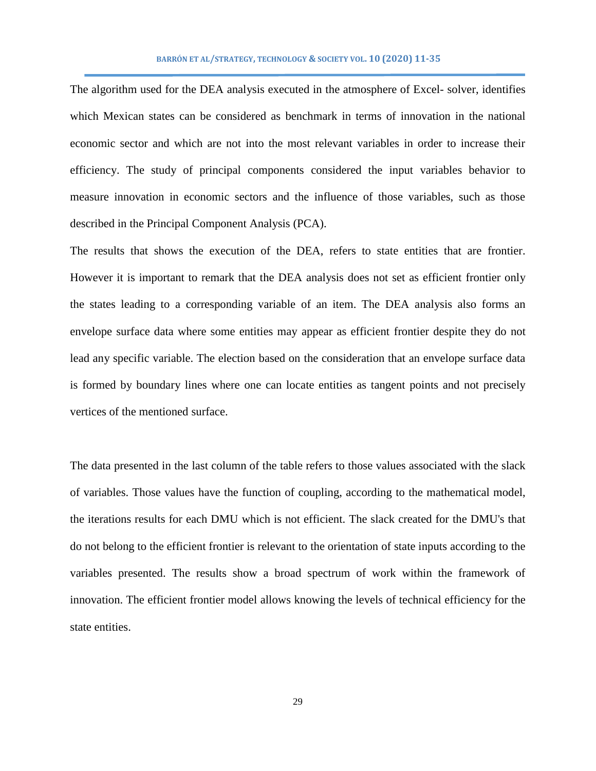The algorithm used for the DEA analysis executed in the atmosphere of Excel- solver, identifies which Mexican states can be considered as benchmark in terms of innovation in the national economic sector and which are not into the most relevant variables in order to increase their efficiency. The study of principal components considered the input variables behavior to measure innovation in economic sectors and the influence of those variables, such as those described in the Principal Component Analysis (PCA).

The results that shows the execution of the DEA, refers to state entities that are frontier. However it is important to remark that the DEA analysis does not set as efficient frontier only the states leading to a corresponding variable of an item. The DEA analysis also forms an envelope surface data where some entities may appear as efficient frontier despite they do not lead any specific variable. The election based on the consideration that an envelope surface data is formed by boundary lines where one can locate entities as tangent points and not precisely vertices of the mentioned surface.

The data presented in the last column of the table refers to those values associated with the slack of variables. Those values have the function of coupling, according to the mathematical model, the iterations results for each DMU which is not efficient. The slack created for the DMU's that do not belong to the efficient frontier is relevant to the orientation of state inputs according to the variables presented. The results show a broad spectrum of work within the framework of innovation. The efficient frontier model allows knowing the levels of technical efficiency for the state entities.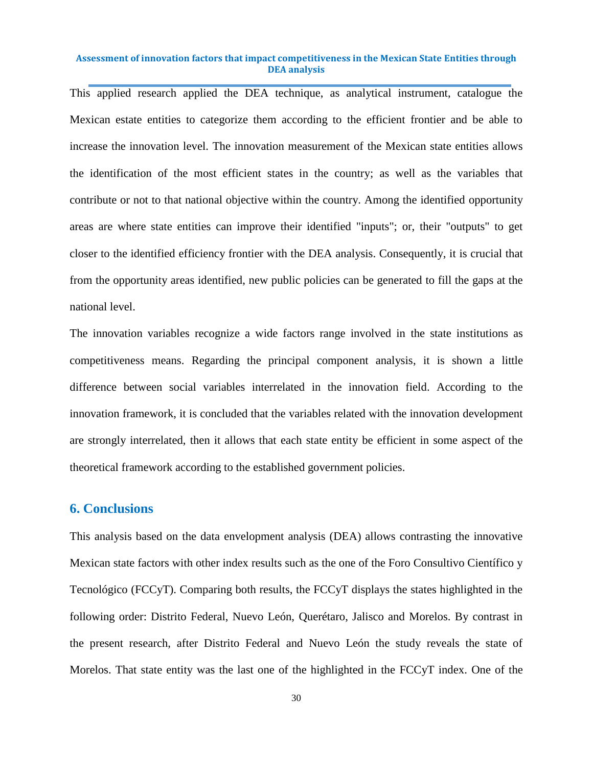This applied research applied the DEA technique, as analytical instrument, catalogue the Mexican estate entities to categorize them according to the efficient frontier and be able to increase the innovation level. The innovation measurement of the Mexican state entities allows the identification of the most efficient states in the country; as well as the variables that contribute or not to that national objective within the country. Among the identified opportunity areas are where state entities can improve their identified "inputs"; or, their "outputs" to get closer to the identified efficiency frontier with the DEA analysis. Consequently, it is crucial that from the opportunity areas identified, new public policies can be generated to fill the gaps at the national level.

The innovation variables recognize a wide factors range involved in the state institutions as competitiveness means. Regarding the principal component analysis, it is shown a little difference between social variables interrelated in the innovation field. According to the innovation framework, it is concluded that the variables related with the innovation development are strongly interrelated, then it allows that each state entity be efficient in some aspect of the theoretical framework according to the established government policies.

## 6. Conclusions

This analysis based on the data envelopment analysis (DEA) allows contrasting the innovative Mexican state factors with other index results such as the one of the Foro Consultivo Científico y Tecnológico (FCCyT). Comparing both results, the FCCyT displays the states highlighted in the following order: Distrito Federal, Nuevo León, Querétaro, Jalisco and Morelos. By contrast in the present research, after Distrito Federal and Nuevo León the study reveals the state of Morelos. That state entity was the last one of the highlighted in the FCCyT index. One of the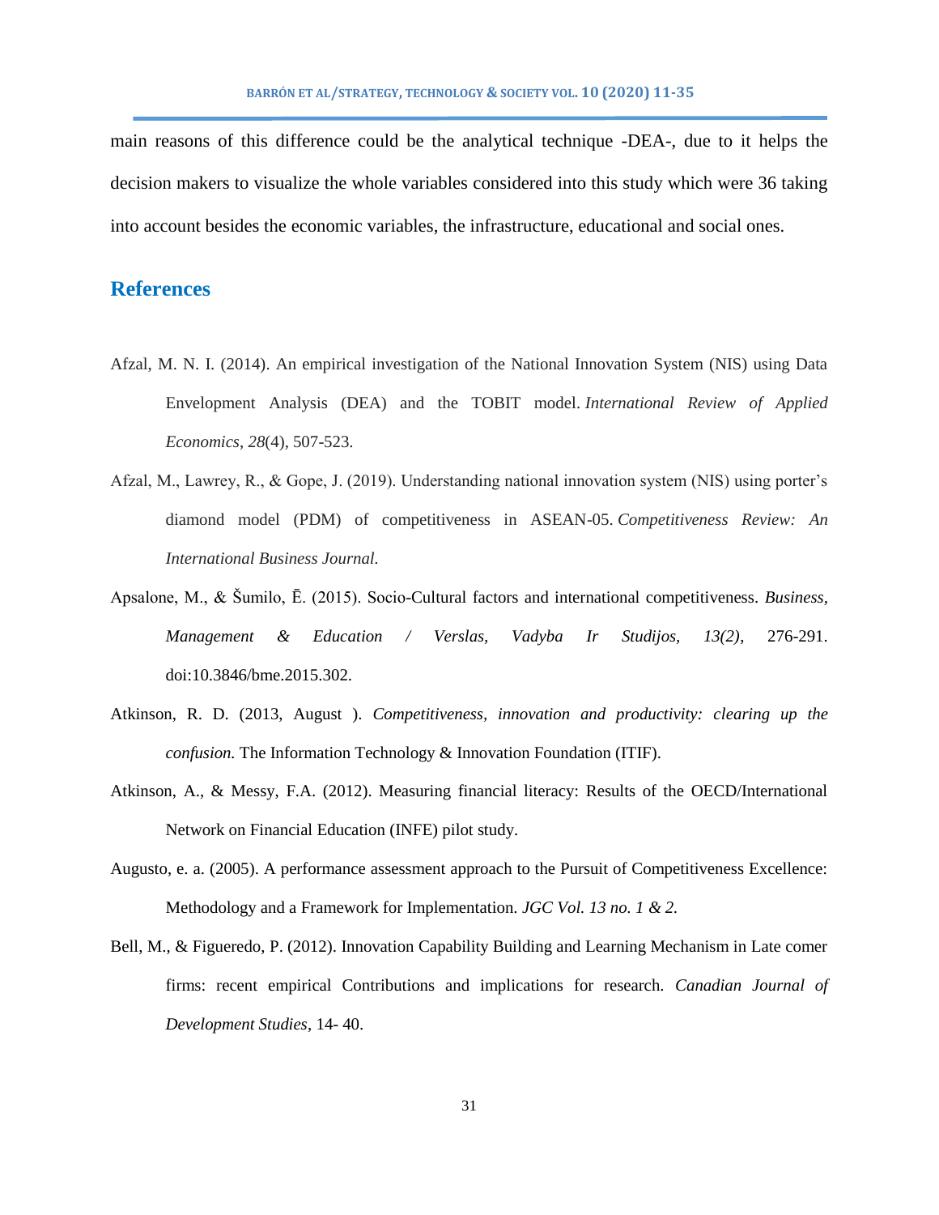main reasons of this difference could be the analytical technique -DEA-, due to it helps the decision makers to visualize the whole variables considered into this study which were 36 taking into account besides the economic variables, the infrastructure, educational and social ones.

## References

Afzal, M. N. I. (2014). An empirical investigation of the National Innovation System (NIS) using Data Envelopment Analysis (DEA) and the TOBIT model. *International Review of Applied Economics*, *28*(4), 507-523.

Afzal, M., Lawrey, R., & Gope, J. (2019). Understanding national innovation system (NIS) using porter's diamond model (PDM) of competitiveness in ASEAN-05. *Competitiveness Review: An International Business Journal.*

Apsalone, M., & Šumilo, Ē. (2015). Socio-Cultural factors and international competitiveness. *Business, Management & Education / Verslas, Vadyba Ir Studijos, 13(2)*, 276-291. doi:10.3846/bme.2015.302.

Atkinson, R. D. (2013, August ). *Competitiveness, innovation and productivity: clearing up the confusion.* The Information Technology & Innovation Foundation (ITIF).

Atkinson, A., & Messy, F.A. (2012). Measuring financial literacy: Results of the OECD/International Network on Financial Education (INFE) pilot study.

Augusto, e. a. (2005). A performance assessment approach to the Pursuit of Competitiveness Excellence: Methodology and a Framework for Implementation. *JGC Vol. 13 no. 1 & 2.*

Bell, M., & Figueredo, P. (2012). Innovation Capability Building and Learning Mechanism in Late comer firms: recent empirical Contributions and implications for research. *Canadian Journal of Development Studies*, 14- 40.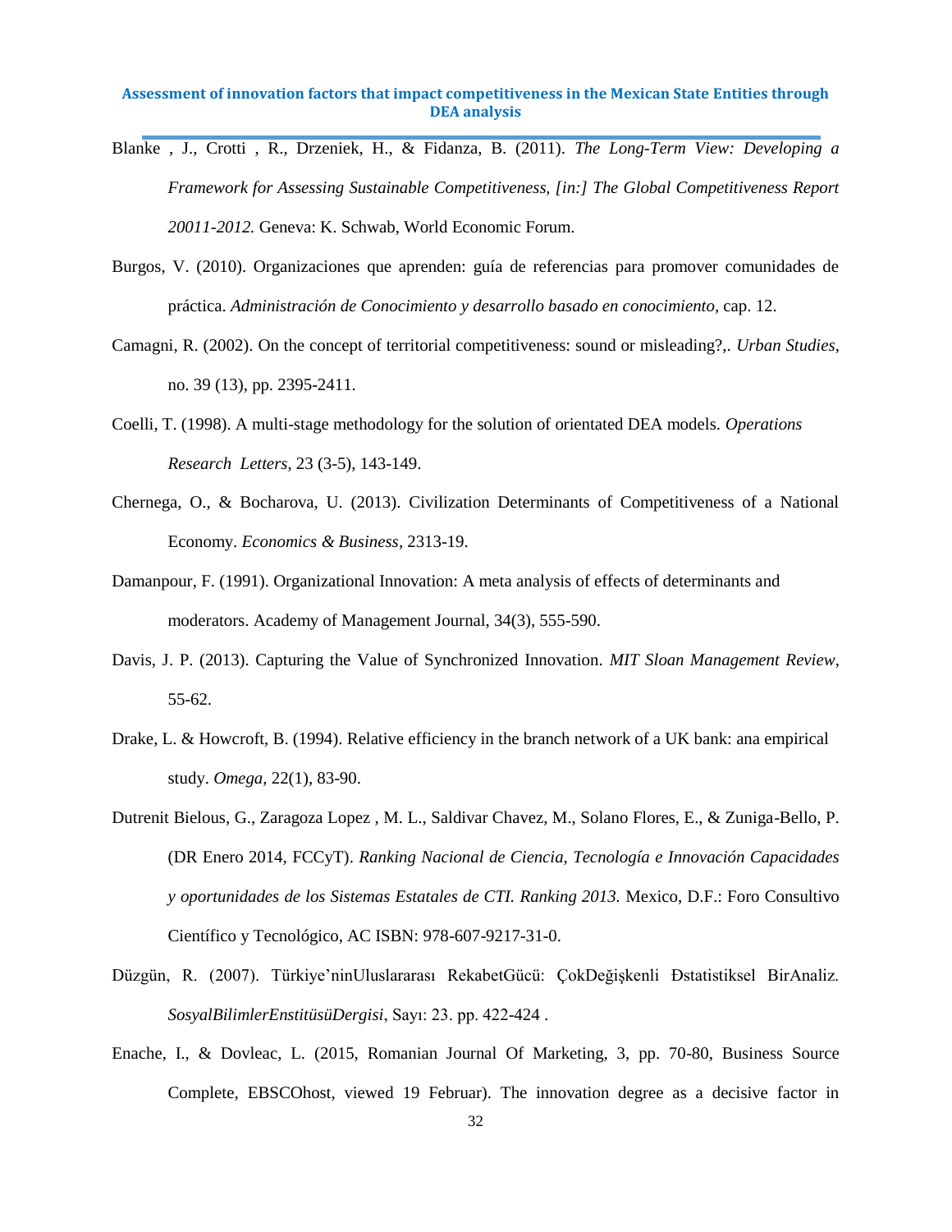Blanke , J., Crotti , R., Drzeniek, H., & Fidanza, B. (2011). *The Long-Term View: Developing a Framework for Assessing Sustainable Competitiveness, [in:] The Global Competitiveness Report 20011-2012.* Geneva: K. Schwab, World Economic Forum.

Burgos, V. (2010). Organizaciones que aprenden: guía de referencias para promover comunidades de práctica. *Administración de Conocimiento y desarrollo basado en conocimiento*, cap. 12.

Camagni, R. (2002). On the concept of territorial competitiveness: sound or misleading?,. *Urban Studies*, no. 39 (13), pp. 2395-2411.

Coelli, T. (1998). A multi-stage methodology for the solution of orientated DEA models. *Operations Research Letters*, 23 (3-5), 143-149.

Chernega, O., & Bocharova, U. (2013). Civilization Determinants of Competitiveness of a National Economy. *Economics & Business*, 2313-19.

Damanpour, F. (1991). Organizational Innovation: A meta analysis of effects of determinants and moderators. Academy of Management Journal, 34(3), 555-590.

Davis, J. P. (2013). Capturing the Value of Synchronized Innovation. *MIT Sloan Management Review*, 55-62.

Drake, L. & Howcroft, B. (1994). Relative efficiency in the branch network of a UK bank: ana empirical study. *Omega*, 22(1), 83-90.

Dutrenit Bielous, G., Zaragoza Lopez , M. L., Saldivar Chavez, M., Solano Flores, E., & Zuniga-Bello, P. (DR Enero 2014, FCCyT). *Ranking Nacional de Ciencia, Tecnología e Innovación Capacidades y oportunidades de los Sistemas Estatales de CTI. Ranking 2013.* Mexico, D.F.: Foro Consultivo Científico y Tecnológico, AC ISBN: 978-607-9217-31-0.

Düzgün, R. (2007). Türkiye'ninUluslararası RekabetGücü: ÇokDeğişkenli Đstatistiksel BirAnaliz. *SosyalBilimlerEnstitüsüDergisi*, Sayı: 23. pp. 422-424 .

Enache, I., & Dovleac, L. (2015, Romanian Journal Of Marketing, 3, pp. 70-80, Business Source Complete, EBSCOhost, viewed 19 Februar). The innovation degree as a decisive factor in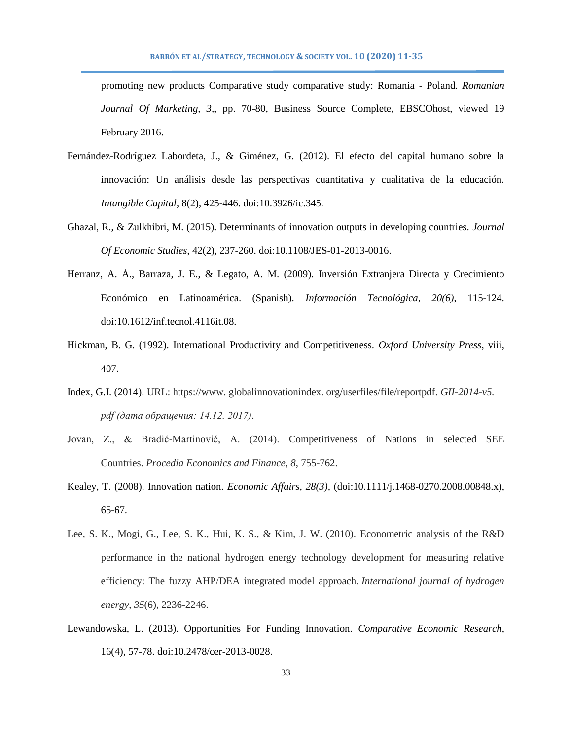promoting new products Comparative study comparative study: Romania - Poland. *Romanian Journal Of Marketing, 3,*, pp. 70-80, Business Source Complete, EBSCOhost, viewed 19 February 2016.

Fernández-Rodríguez Labordeta, J., & Giménez, G. (2012). El efecto del capital humano sobre la innovación: Un análisis desde las perspectivas cuantitativa y cualitativa de la educación. *Intangible Capital*, 8(2), 425-446. doi:10.3926/ic.345.

Ghazal, R., & Zulkhibri, M. (2015). Determinants of innovation outputs in developing countries. *Journal Of Economic Studies*, 42(2), 237-260. doi:10.1108/JES-01-2013-0016.

Herranz, A. Á., Barraza, J. E., & Legato, A. M. (2009). Inversión Extranjera Directa y Crecimiento Económico en Latinoamérica. (Spanish). *Información Tecnológica, 20(6)*, 115-124. doi:10.1612/inf.tecnol.4116it.08.

Hickman, B. G. (1992). International Productivity and Competitiveness. *Oxford University Press*, viii, 407.

Index, G.I. (2014). URL: https://www. globalinnovationindex. org/userfiles/file/reportpdf. *GII-2014-v5. pdf (дата обращения: 14.12. 2017)*.

Jovan, Z., & Bradić-Martinović, A. (2014). Competitiveness of Nations in selected SEE Countries. *Procedia Economics and Finance*, *8*, 755-762.

Kealey, T. (2008). Innovation nation. *Economic Affairs, 28(3)*, (doi:10.1111/j.1468-0270.2008.00848.x), 65-67.

Lee, S. K., Mogi, G., Lee, S. K., Hui, K. S., & Kim, J. W. (2010). Econometric analysis of the R&D performance in the national hydrogen energy technology development for measuring relative efficiency: The fuzzy AHP/DEA integrated model approach. *International journal of hydrogen energy*, *35*(6), 2236-2246.

Lewandowska, L. (2013). Opportunities For Funding Innovation. *Comparative Economic Research*, 16(4), 57-78. doi:10.2478/cer-2013-0028.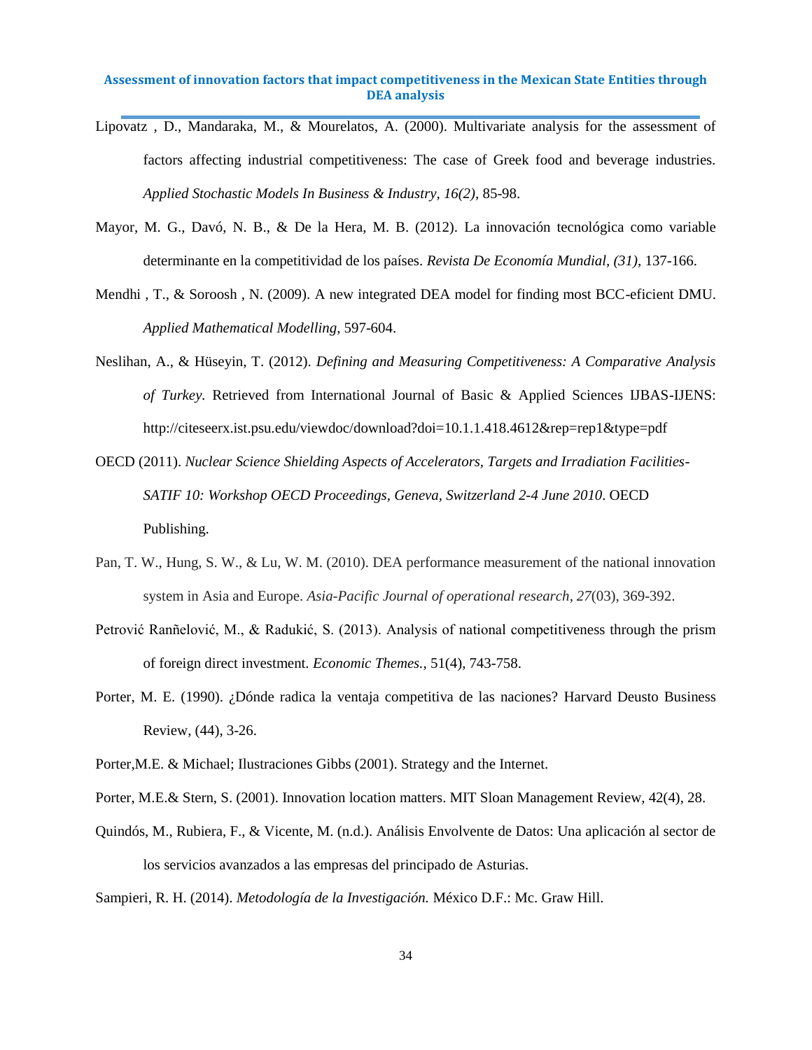Lipovatz , D., Mandaraka, M., & Mourelatos, A. (2000). Multivariate analysis for the assessment of factors affecting industrial competitiveness: The case of Greek food and beverage industries. *Applied Stochastic Models In Business & Industry, 16(2)*, 85-98.

Mayor, M. G., Davó, N. B., & De la Hera, M. B. (2012). La innovación tecnológica como variable determinante en la competitividad de los países. *Revista De Economía Mundial, (31)*, 137-166.

Mendhi , T., & Soroosh , N. (2009). A new integrated DEA model for finding most BCC-eficient DMU. *Applied Mathematical Modelling*, 597-604.

Neslihan, A., & Hüseyin, T. (2012). *Defining and Measuring Competitiveness: A Comparative Analysis of Turkey*. Retrieved from International Journal of Basic & Applied Sciences IJBAS-IJENS: http://citeseerx.ist.psu.edu/viewdoc/download?doi=10.1.1.418.4612&rep=rep1&type=pdf

OECD (2011). *Nuclear Science Shielding Aspects of Accelerators, Targets and Irradiation Facilities-SATIF 10: Workshop OECD Proceedings, Geneva, Switzerland 2-4 June 2010*. OECD Publishing.

Pan, T. W., Hung, S. W., & Lu, W. M. (2010). DEA performance measurement of the national innovation system in Asia and Europe. *Asia-Pacific Journal of operational research*, *27*(03), 369-392.

Petrović Ranñelović, M., & Radukić, S. (2013). Analysis of national competitiveness through the prism of foreign direct investment. *Economic Themes.*, 51(4), 743-758.

Porter, M. E. (1990). ¿Dónde radica la ventaja competitiva de las naciones? Harvard Deusto Business Review, (44), 3-26.

Porter,M.E. & Michael; Ilustraciones Gibbs (2001). Strategy and the Internet.

Porter, M.E.& Stern, S. (2001). Innovation location matters. MIT Sloan Management Review, 42(4), 28.

Quindós, M., Rubiera, F., & Vicente, M. (n.d.). Análisis Envolvente de Datos: Una aplicación al sector de los servicios avanzados a las empresas del principado de Asturias.

Sampieri, R. H. (2014). *Metodología de la Investigación.* México D.F.: Mc. Graw Hill.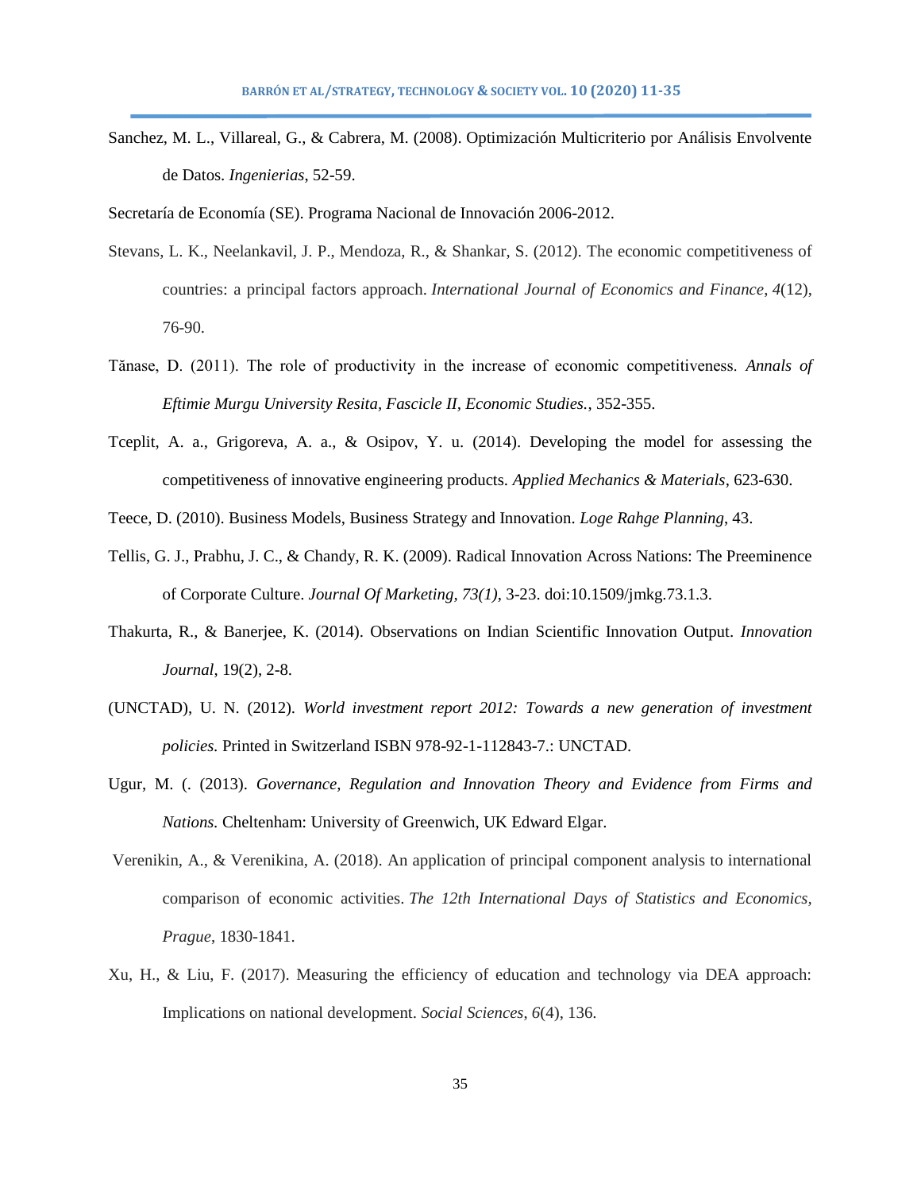Sanchez, M. L., Villareal, G., & Cabrera, M. (2008). Optimización Multicriterio por Análisis Envolvente de Datos. *Ingenierias*, 52-59.

Secretaría de Economía (SE). Programa Nacional de Innovación 2006-2012.

Stevans, L. K., Neelankavil, J. P., Mendoza, R., & Shankar, S. (2012). The economic competitiveness of countries: a principal factors approach. *International Journal of Economics and Finance*, *4*(12), 76-90.

Tănase, D. (2011). The role of productivity in the increase of economic competitiveness. *Annals of Eftimie Murgu University Resita, Fascicle II, Economic Studies.*, 352-355.

Tceplit, A. a., Grigoreva, A. a., & Osipov, Y. u. (2014). Developing the model for assessing the competitiveness of innovative engineering products. *Applied Mechanics & Materials*, 623-630.

Teece, D. (2010). Business Models, Business Strategy and Innovation. *Loge Rahge Planning*, 43.

Tellis, G. J., Prabhu, J. C., & Chandy, R. K. (2009). Radical Innovation Across Nations: The Preeminence of Corporate Culture. *Journal Of Marketing*, *73(1)*, 3-23. doi:10.1509/jmkg.73.1.3.

Thakurta, R., & Banerjee, K. (2014). Observations on Indian Scientific Innovation Output. *Innovation Journal*, 19(2), 2-8.

(UNCTAD), U. N. (2012). *World investment report 2012: Towards a new generation of investment policies.* Printed in Switzerland ISBN 978-92-1-112843-7.: UNCTAD.

Ugur, M. (. (2013). *Governance, Regulation and Innovation Theory and Evidence from Firms and Nations.* Cheltenham: University of Greenwich, UK Edward Elgar.

Verenikin, A., & Verenikina, A. (2018). An application of principal component analysis to international comparison of economic activities. *The 12th International Days of Statistics and Economics, Prague*, 1830-1841.

Xu, H., & Liu, F. (2017). Measuring the efficiency of education and technology via DEA approach: Implications on national development. *Social Sciences*, *6*(4), 136.